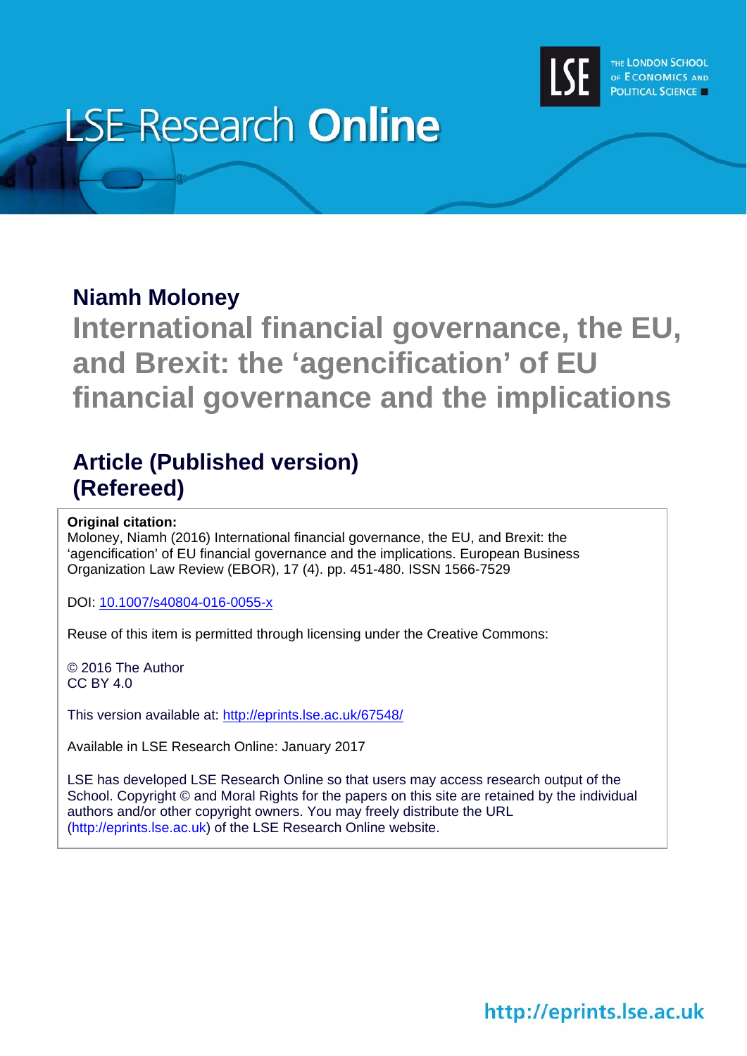LSE Research **Online**

THE LONDON SCHOOL OF ECONOMICS AND POLITICAL SCIENCE

## Niamh Moloney

# International financial governance, the EU, and Brexit: the 'agencification' of EU financial governance and the implications

## Article (Published version) (Refereed)

**Original citation:**
Moloney, Niamh (2016) International financial governance, the EU, and Brexit: the 'agencification' of EU financial governance and the implications. European Business Organization Law Review (EBOR), 17 (4). pp. 451-480. ISSN 1566-7529

DOI: 10.1007/s40804-016-0055-x

Reuse of this item is permitted through licensing under the Creative Commons:

© 2016 The Author
CC BY 4.0

This version available at: http://eprints.lse.ac.uk/67548/

Available in LSE Research Online: January 2017

LSE has developed LSE Research Online so that users may access research output of the School. Copyright © and Moral Rights for the papers on this site are retained by the individual authors and/or other copyright owners. You may freely distribute the URL (http://eprints.lse.ac.uk) of the LSE Research Online website.

http://eprints.lse.ac.uk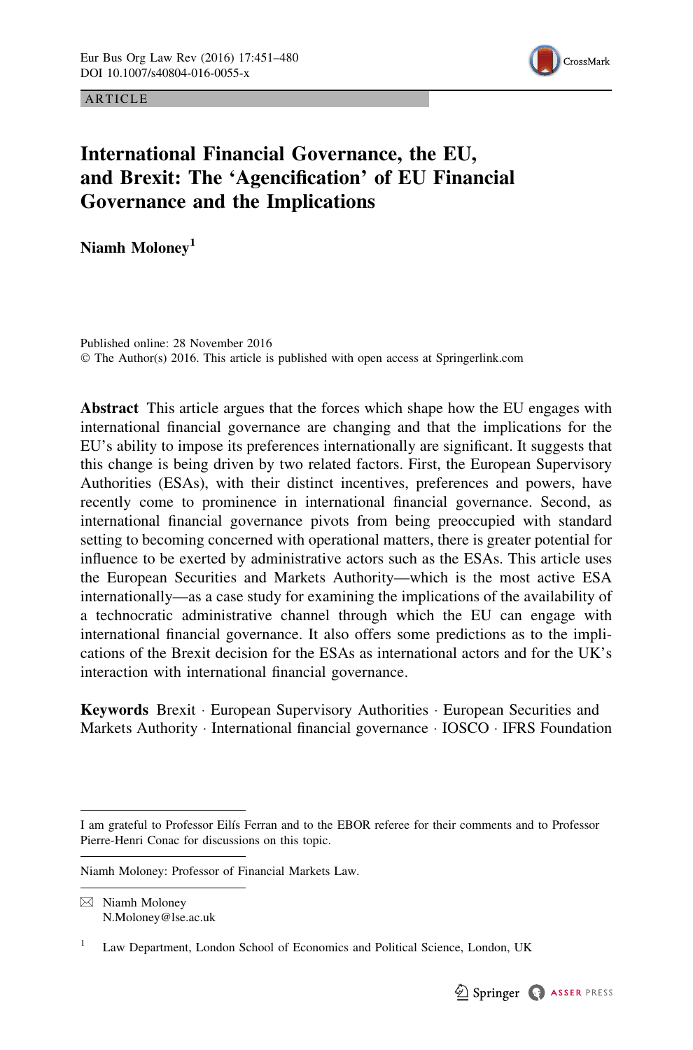ARTICLE

# International Financial Governance, the EU, and Brexit: The 'Agencification' of EU Financial Governance and the Implications

**Niamh Moloney**[1]

Published online: 28 November 2016
© The Author(s) 2016. This article is published with open access at Springerlink.com

**Abstract** This article argues that the forces which shape how the EU engages with international financial governance are changing and that the implications for the EU's ability to impose its preferences internationally are significant. It suggests that this change is being driven by two related factors. First, the European Supervisory Authorities (ESAs), with their distinct incentives, preferences and powers, have recently come to prominence in international financial governance. Second, as international financial governance pivots from being preoccupied with standard setting to becoming concerned with operational matters, there is greater potential for influence to be exerted by administrative actors such as the ESAs. This article uses the European Securities and Markets Authority—which is the most active ESA internationally—as a case study for examining the implications of the availability of a technocratic administrative channel through which the EU can engage with international financial governance. It also offers some predictions as to the implications of the Brexit decision for the ESAs as international actors and for the UK's interaction with international financial governance.

**Keywords** Brexit · European Supervisory Authorities · European Securities and Markets Authority · International financial governance · IOSCO · IFRS Foundation

---

I am grateful to Professor Eilís Ferran and to the EBOR referee for their comments and to Professor Pierre-Henri Conac for discussions on this topic.

Niamh Moloney: Professor of Financial Markets Law.

✉ Niamh Moloney
N.Moloney@lse.ac.uk

[1] Law Department, London School of Economics and Political Science, London, UK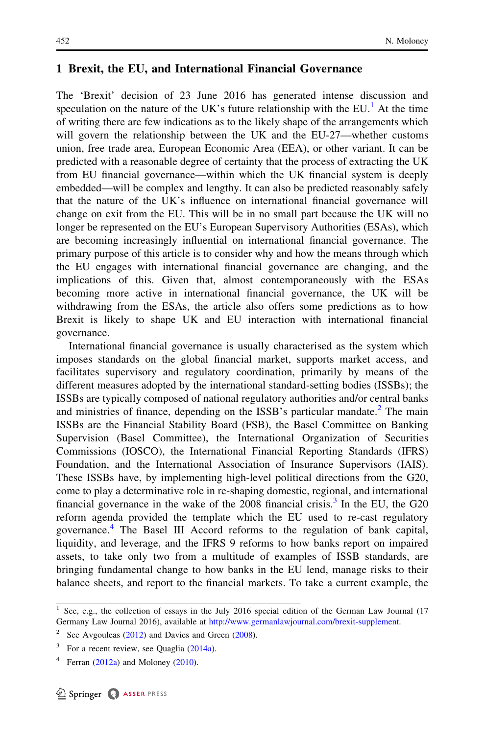## 1 Brexit, the EU, and International Financial Governance

The 'Brexit' decision of 23 June 2016 has generated intense discussion and speculation on the nature of the UK's future relationship with the EU.[1] At the time of writing there are few indications as to the likely shape of the arrangements which will govern the relationship between the UK and the EU-27—whether customs union, free trade area, European Economic Area (EEA), or other variant. It can be predicted with a reasonable degree of certainty that the process of extracting the UK from EU financial governance—within which the UK financial system is deeply embedded—will be complex and lengthy. It can also be predicted reasonably safely that the nature of the UK's influence on international financial governance will change on exit from the EU. This will be in no small part because the UK will no longer be represented on the EU's European Supervisory Authorities (ESAs), which are becoming increasingly influential on international financial governance. The primary purpose of this article is to consider why and how the means through which the EU engages with international financial governance are changing, and the implications of this. Given that, almost contemporaneously with the ESAs becoming more active in international financial governance, the UK will be withdrawing from the ESAs, the article also offers some predictions as to how Brexit is likely to shape UK and EU interaction with international financial governance.

International financial governance is usually characterised as the system which imposes standards on the global financial market, supports market access, and facilitates supervisory and regulatory coordination, primarily by means of the different measures adopted by the international standard-setting bodies (ISSBs); the ISSBs are typically composed of national regulatory authorities and/or central banks and ministries of finance, depending on the ISSB's particular mandate.[2] The main ISSBs are the Financial Stability Board (FSB), the Basel Committee on Banking Supervision (Basel Committee), the International Organization of Securities Commissions (IOSCO), the International Financial Reporting Standards (IFRS) Foundation, and the International Association of Insurance Supervisors (IAIS). These ISSBs have, by implementing high-level political directions from the G20, come to play a determinative role in re-shaping domestic, regional, and international financial governance in the wake of the 2008 financial crisis.[3] In the EU, the G20 reform agenda provided the template which the EU used to re-cast regulatory governance.[4] The Basel III Accord reforms to the regulation of bank capital, liquidity, and leverage, and the IFRS 9 reforms to how banks report on impaired assets, to take only two from a multitude of examples of ISSB standards, are bringing fundamental change to how banks in the EU lend, manage risks to their balance sheets, and report to the financial markets. To take a current example, the

---

[1] See, e.g., the collection of essays in the July 2016 special edition of the German Law Journal (17 Germany Law Journal 2016), available at http://www.germanlawjournal.com/brexit-supplement.

[2] See Avgouleas (2012) and Davies and Green (2008).

[3] For a recent review, see Quaglia (2014a).

[4] Ferran (2012a) and Moloney (2010).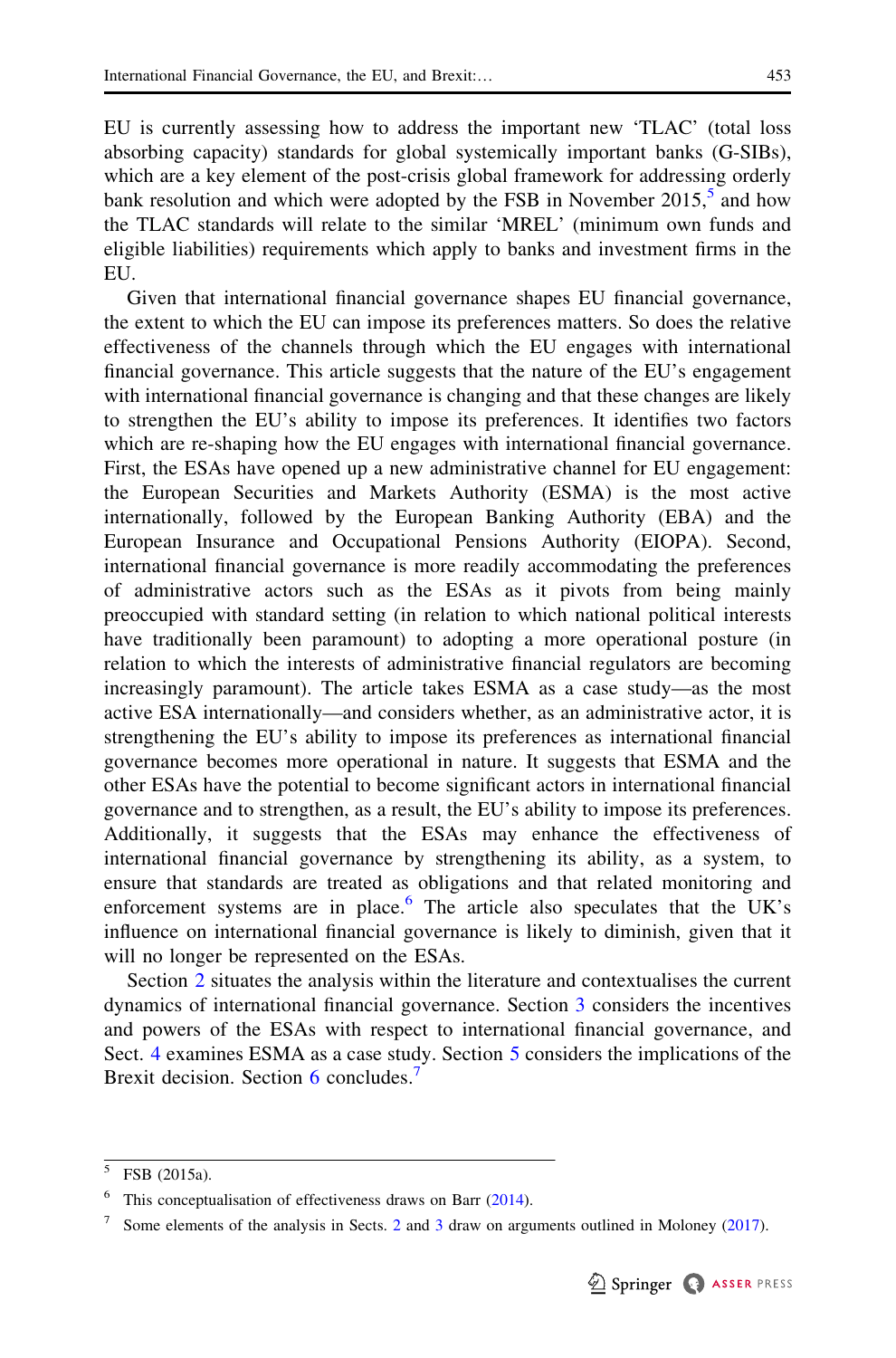EU is currently assessing how to address the important new 'TLAC' (total loss absorbing capacity) standards for global systemically important banks (G-SIBs), which are a key element of the post-crisis global framework for addressing orderly bank resolution and which were adopted by the FSB in November 2015,[5] and how the TLAC standards will relate to the similar 'MREL' (minimum own funds and eligible liabilities) requirements which apply to banks and investment firms in the EU.

Given that international financial governance shapes EU financial governance, the extent to which the EU can impose its preferences matters. So does the relative effectiveness of the channels through which the EU engages with international financial governance. This article suggests that the nature of the EU's engagement with international financial governance is changing and that these changes are likely to strengthen the EU's ability to impose its preferences. It identifies two factors which are re-shaping how the EU engages with international financial governance. First, the ESAs have opened up a new administrative channel for EU engagement: the European Securities and Markets Authority (ESMA) is the most active internationally, followed by the European Banking Authority (EBA) and the European Insurance and Occupational Pensions Authority (EIOPA). Second, international financial governance is more readily accommodating the preferences of administrative actors such as the ESAs as it pivots from being mainly preoccupied with standard setting (in relation to which national political interests have traditionally been paramount) to adopting a more operational posture (in relation to which the interests of administrative financial regulators are becoming increasingly paramount). The article takes ESMA as a case study—as the most active ESA internationally—and considers whether, as an administrative actor, it is strengthening the EU's ability to impose its preferences as international financial governance becomes more operational in nature. It suggests that ESMA and the other ESAs have the potential to become significant actors in international financial governance and to strengthen, as a result, the EU's ability to impose its preferences. Additionally, it suggests that the ESAs may enhance the effectiveness of international financial governance by strengthening its ability, as a system, to ensure that standards are treated as obligations and that related monitoring and enforcement systems are in place.[6] The article also speculates that the UK's influence on international financial governance is likely to diminish, given that it will no longer be represented on the ESAs.

Section 2 situates the analysis within the literature and contextualises the current dynamics of international financial governance. Section 3 considers the incentives and powers of the ESAs with respect to international financial governance, and Sect. 4 examines ESMA as a case study. Section 5 considers the implications of the Brexit decision. Section 6 concludes.[7]

---

[5] FSB (2015a).

[6] This conceptualisation of effectiveness draws on Barr (2014).

[7] Some elements of the analysis in Sects. 2 and 3 draw on arguments outlined in Moloney (2017).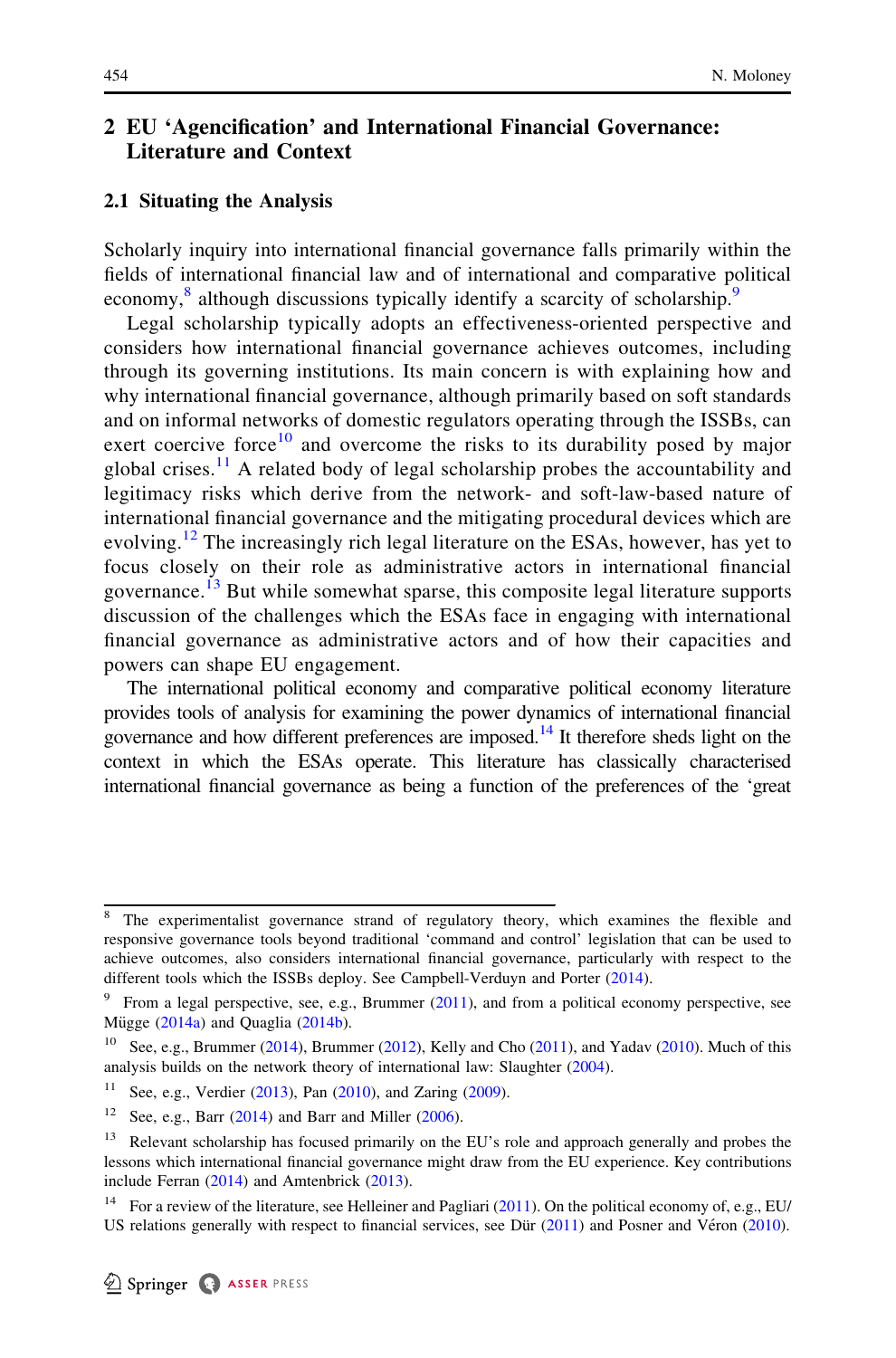## 2 EU 'Agencification' and International Financial Governance: Literature and Context

### 2.1 Situating the Analysis

Scholarly inquiry into international financial governance falls primarily within the fields of international financial law and of international and comparative political economy,[8] although discussions typically identify a scarcity of scholarship.[9]

Legal scholarship typically adopts an effectiveness-orientated perspective and considers how international financial governance achieves outcomes, including through its governing institutions. Its main concern is with explaining how and why international financial governance, although primarily based on soft standards and on informal networks of domestic regulators operating through the ISSBs, can exert coercive force[10] and overcome the risks to its durability posed by major global crises.[11] A related body of legal scholarship probes the accountability and legitimacy risks which derive from the network- and soft-law-based nature of international financial governance and the mitigating procedural devices which are evolving.[12] The increasingly rich legal literature on the ESAs, however, has yet to focus closely on their role as administrative actors in international financial governance.[13] But while somewhat sparse, this composite legal literature supports discussion of the challenges which the ESAs face in engaging with international financial governance as administrative actors and of how their capacities and powers can shape EU engagement.

The international political economy and comparative political economy literature provides tools of analysis for examining the power dynamics of international financial governance and how different preferences are imposed.[14] It therefore sheds light on the context in which the ESAs operate. This literature has classically characterised international financial governance as being a function of the preferences of the 'great

---

[8] The experimentalist governance strand of regulatory theory, which examines the flexible and responsive governance tools beyond traditional 'command and control' legislation that can be used to achieve outcomes, also considers international financial governance, particularly with respect to the different tools which the ISSBs deploy. See Campbell-Verduyn and Porter (2014).

[9] From a legal perspective, see, e.g., Brummer (2011), and from a political economy perspective, see Mügge (2014a) and Quaglia (2014b).

[10] See, e.g., Brummer (2014), Brummer (2012), Kelly and Cho (2011), and Yadav (2010). Much of this analysis builds on the network theory of international law: Slaughter (2004).

[11] See, e.g., Verdier (2013), Pan (2010), and Zaring (2009).

[12] See, e.g., Barr (2014) and Barr and Miller (2006).

[13] Relevant scholarship has focused primarily on the EU's role and approach generally and probes the lessons which international financial governance might draw from the EU experience. Key contributions include Ferran (2014) and Amtenbrick (2013).

[14] For a review of the literature, see Helleiner and Pagliari (2011). On the political economy of, e.g., EU/US relations generally with respect to financial services, see Dür (2011) and Posner and Véron (2010).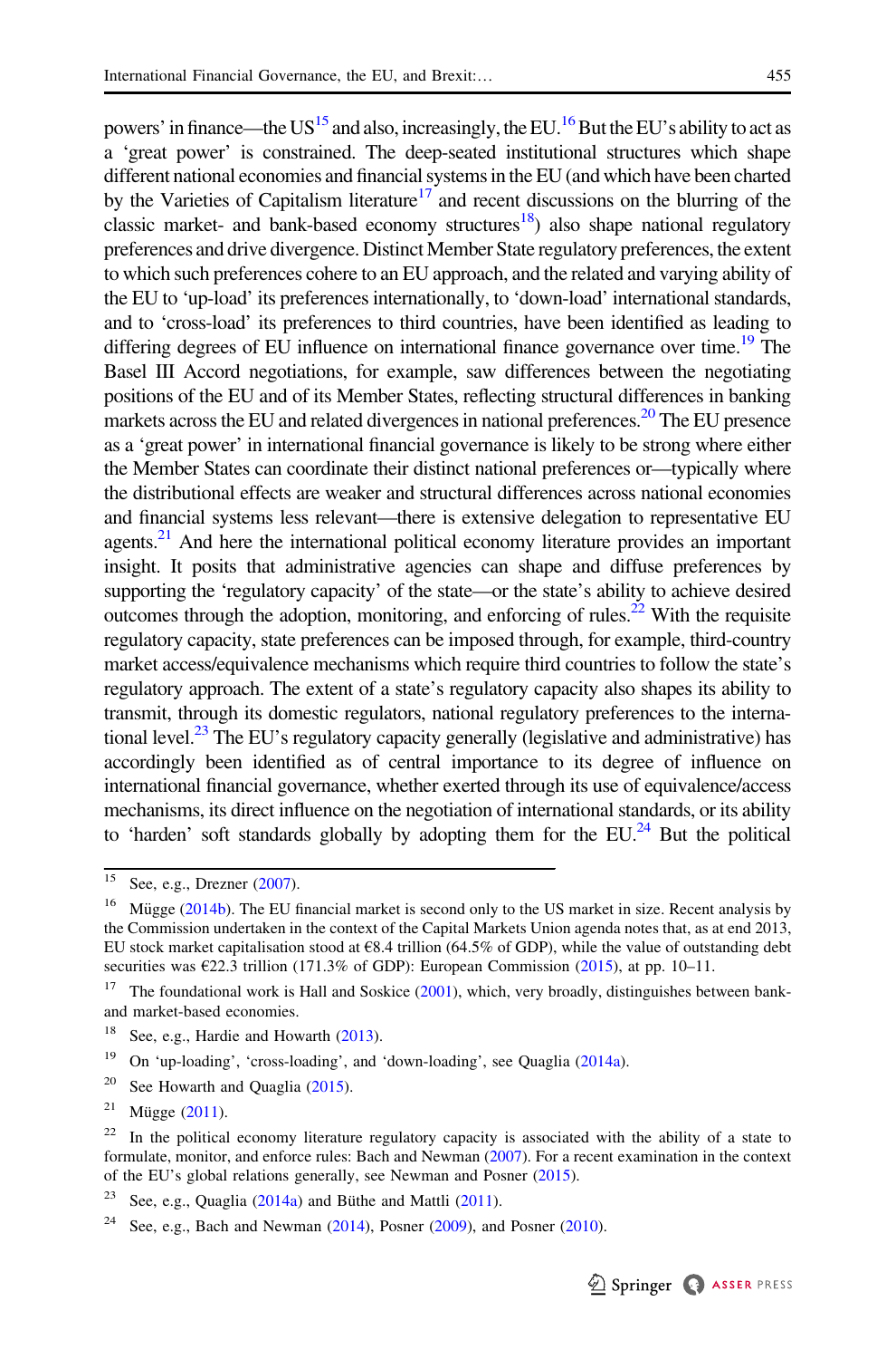powers' in finance—the US[15] and also, increasingly, the EU.[16] But the EU's ability to act as a 'great power' is constrained. The deep-seated institutional structures which shape different national economies and financial systems in the EU (and which have been charted by the Varieties of Capitalism literature[17] and recent discussions on the blurring of the classic market- and bank-based economy structures[18]) also shape national regulatory preferences and drive divergence. Distinct Member State regulatory preferences, the extent to which such preferences cohere to an EU approach, and the related and varying ability of the EU to 'up-load' its preferences internationally, to 'down-load' international standards, and to 'cross-load' its preferences to third countries, have been identified as leading to differing degrees of EU influence on international finance governance over time.[19] The Basel III Accord negotiations, for example, saw differences between the negotiating positions of the EU and of its Member States, reflecting structural differences in banking markets across the EU and related divergences in national preferences.[20] The EU presence as a 'great power' in international financial governance is likely to be strong where either the Member States can coordinate their distinct national preferences or—typically where the distributional effects are weaker and structural differences across national economies and financial systems less relevant—there is extensive delegation to representative EU agents.[21] And here the international political economy literature provides an important insight. It posits that administrative agencies can shape and diffuse preferences by supporting the 'regulatory capacity' of the state—or the state's ability to achieve desired outcomes through the adoption, monitoring, and enforcing of rules.[22] With the requisite regulatory capacity, state preferences can be imposed through, for example, third-country market access/equivalence mechanisms which require third countries to follow the state's regulatory approach. The extent of a state's regulatory capacity also shapes its ability to transmit, through its domestic regulators, national regulatory preferences to the international level.[23] The EU's regulatory capacity generally (legislative and administrative) has accordingly been identified as of central importance to its degree of influence on international financial governance, whether exerted through its use of equivalence/access mechanisms, its direct influence on the negotiation of international standards, or its ability to 'harden' soft standards globally by adopting them for the EU.[24] But the political

---

[15] See, e.g., Drezner (2007).

[16] Mügge (2014b). The EU financial market is second only to the US market in size. Recent analysis by the Commission undertaken in the context of the Capital Markets Union agenda notes that, as at end 2013, EU stock market capitalisation stood at €8.4 trillion (64.5% of GDP), while the value of outstanding debt securities was €22.3 trillion (171.3% of GDP): European Commission (2015), at pp. 10–11.

[17] The foundational work is Hall and Soskice (2001), which, very broadly, distinguishes between bank- and market-based economies.

[18] See, e.g., Hardie and Howarth (2013).

[19] On 'up-loading', 'cross-loading', and 'down-loading', see Quaglia (2014a).

[20] See Howarth and Quaglia (2015).

[21] Mügge (2011).

[22] In the political economy literature regulatory capacity is associated with the ability of a state to formulate, monitor, and enforce rules: Bach and Newman (2007). For a recent examination in the context of the EU's global relations generally, see Newman and Posner (2015).

[23] See, e.g., Quaglia (2014a) and Büthe and Mattli (2011).

[24] See, e.g., Bach and Newman (2014), Posner (2009), and Posner (2010).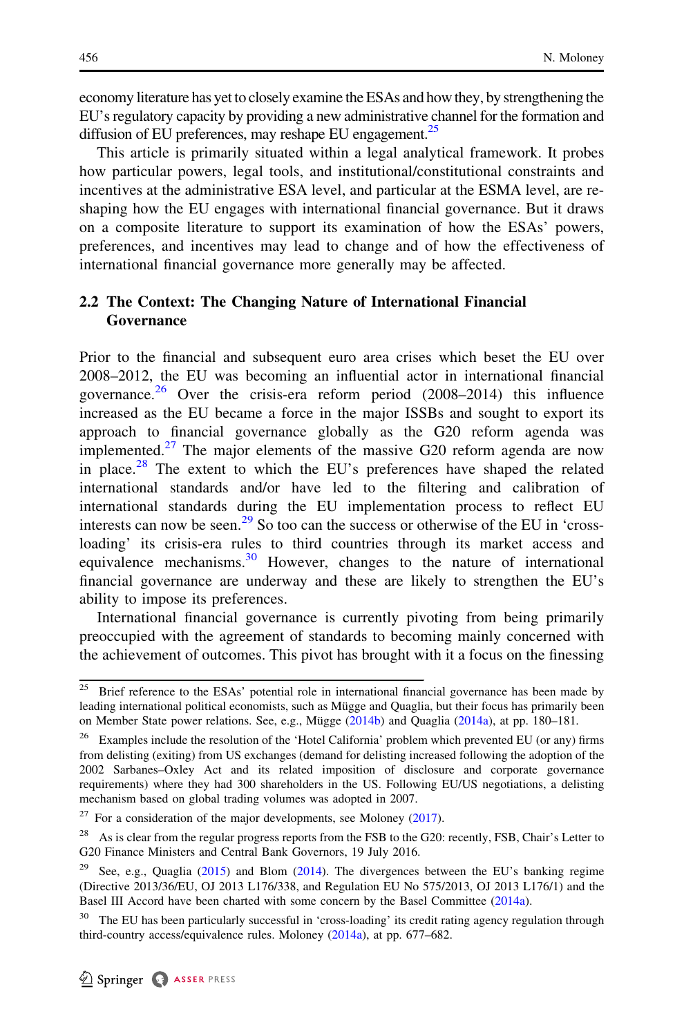economy literature has yet to closely examine the ESAs and how they, by strengthening the EU's regulatory capacity by providing a new administrative channel for the formation and diffusion of EU preferences, may reshape EU engagement.[25]

This article is primarily situated within a legal analytical framework. It probes how particular powers, legal tools, and institutional/constitutional constraints and incentives at the administrative ESA level, and particular at the ESMA level, are reshaping how the EU engages with international financial governance. But it draws on a composite literature to support its examination of how the ESAs' powers, preferences, and incentives may lead to change and of how the effectiveness of international financial governance more generally may be affected.

## 2.2 The Context: The Changing Nature of International Financial Governance

Prior to the financial and subsequent euro area crises which beset the EU over 2008–2012, the EU was becoming an influential actor in international financial governance.[26] Over the crisis-era reform period (2008–2014) this influence increased as the EU became a force in the major ISSBs and sought to export its approach to financial governance globally as the G20 reform agenda was implemented.[27] The major elements of the massive G20 reform agenda are now in place.[28] The extent to which the EU's preferences have shaped the related international standards and/or have led to the filtering and calibration of international standards during the EU implementation process to reflect EU interests can now be seen.[29] So too can the success or otherwise of the EU in 'cross-loading' its crisis-era rules to third countries through its market access and equivalence mechanisms.[30] However, changes to the nature of international financial governance are underway and these are likely to strengthen the EU's ability to impose its preferences.

International financial governance is currently pivoting from being primarily preoccupied with the agreement of standards to becoming mainly concerned with the achievement of outcomes. This pivot has brought with it a focus on the finessing

---

[25] Brief reference to the ESAs' potential role in international financial governance has been made by leading international political economists, such as Mügge and Quaglia, but their focus has primarily been on Member State power relations. See, e.g., Mügge (2014b) and Quaglia (2014a), at pp. 180–181.

[26] Examples include the resolution of the 'Hotel California' problem which prevented EU (or any) firms from delisting (exiting) from US exchanges (demand for delisting increased following the adoption of the 2002 Sarbanes–Oxley Act and its related imposition of disclosure and corporate governance requirements) where they had 300 shareholders in the US. Following EU/US negotiations, a delisting mechanism based on global trading volumes was adopted in 2007.

[27] For a consideration of the major developments, see Moloney (2017).

[28] As is clear from the regular progress reports from the FSB to the G20: recently, FSB, Chair's Letter to G20 Finance Ministers and Central Bank Governors, 19 July 2016.

[29] See, e.g., Quaglia (2015) and Blom (2014). The divergences between the EU's banking regime (Directive 2013/36/EU, OJ 2013 L176/338, and Regulation EU No 575/2013, OJ 2013 L176/1) and the Basel III Accord have been charted with some concern by the Basel Committee (2014a).

[30] The EU has been particularly successful in 'cross-loading' its credit rating agency regulation through third-country access/equivalence rules. Moloney (2014a), at pp. 677–682.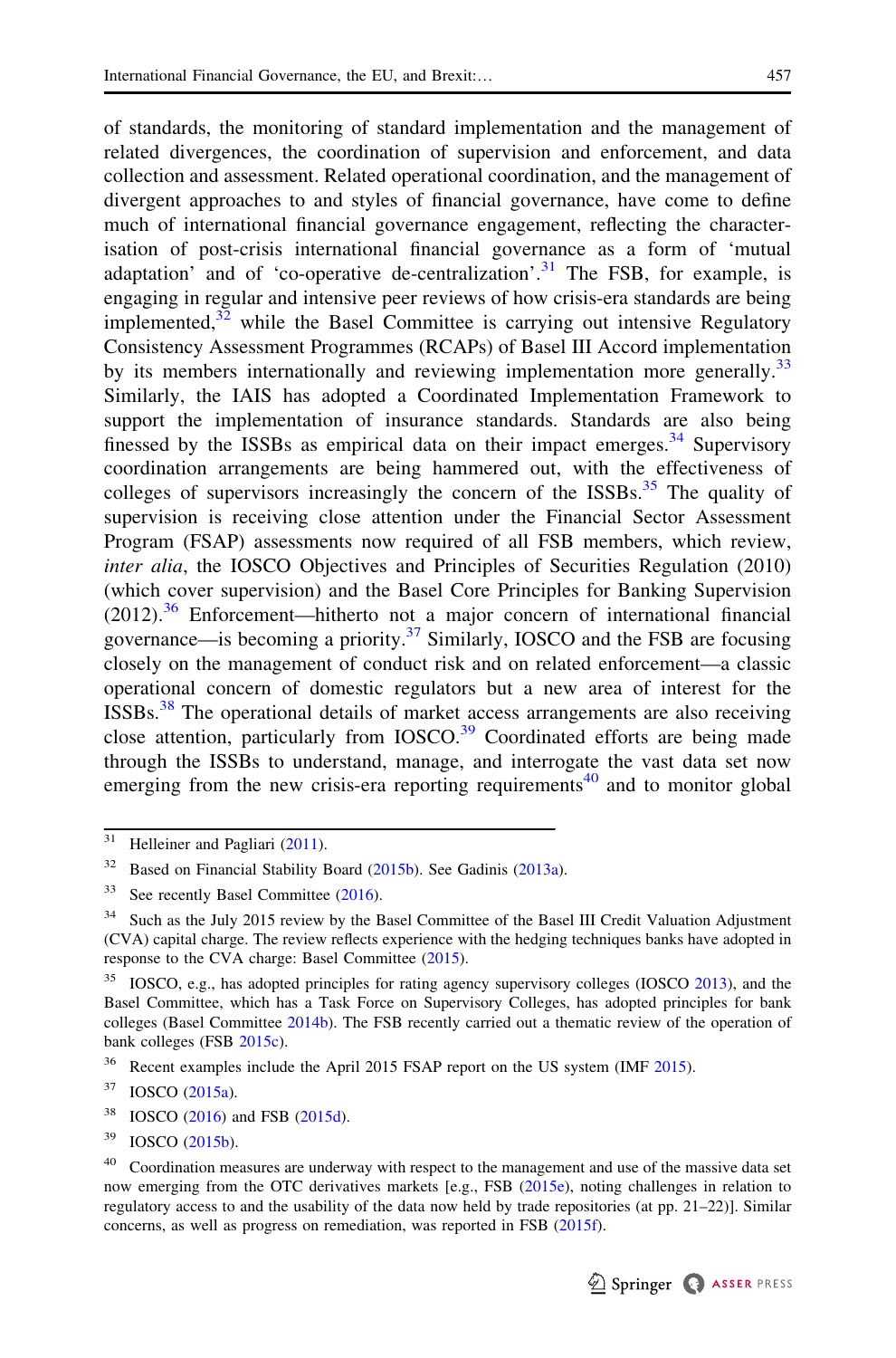of standards, the monitoring of standard implementation and the management of related divergences, the coordination of supervision and enforcement, and data collection and assessment. Related operational coordination, and the management of divergent approaches to and styles of financial governance, have come to define much of international financial governance engagement, reflecting the characterisation of post-crisis international financial governance as a form of 'mutual adaptation' and of 'co-operative de-centralization'.[31] The FSB, for example, is engaging in regular and intensive peer reviews of how crisis-era standards are being implemented,[32] while the Basel Committee is carrying out intensive Regulatory Consistency Assessment Programmes (RCAPs) of Basel III Accord implementation by its members internationally and reviewing implementation more generally.[33] Similarly, the IAIS has adopted a Coordinated Implementation Framework to support the implementation of insurance standards. Standards are also being finessed by the ISSBs as empirical data on their impact emerges.[34] Supervisory coordination arrangements are being hammered out, with the effectiveness of colleges of supervisors increasingly the concern of the ISSBs.[35] The quality of supervision is receiving close attention under the Financial Sector Assessment Program (FSAP) assessments now required of all FSB members, which review, *inter alia*, the IOSCO Objectives and Principles of Securities Regulation (2010) (which cover supervision) and the Basel Core Principles for Banking Supervision (2012).[36] Enforcement—hitherto not a major concern of international financial governance—is becoming a priority.[37] Similarly, IOSCO and the FSB are focusing closely on the management of conduct risk and on related enforcement—a classic operational concern of domestic regulators but a new area of interest for the ISSBs.[38] The operational details of market access arrangements are also receiving close attention, particularly from IOSCO.[39] Coordinated efforts are being made through the ISSBs to understand, manage, and interrogate the vast data set now emerging from the new crisis-era reporting requirements[40] and to monitor global

---

[31] Helleiner and Pagliari (2011).

[32] Based on Financial Stability Board (2015b). See Gadinis (2013a).

[33] See recently Basel Committee (2016).

[34] Such as the July 2015 review by the Basel Committee of the Basel III Credit Valuation Adjustment (CVA) capital charge. The review reflects experience with the hedging techniques banks have adopted in response to the CVA charge: Basel Committee (2015).

[35] IOSCO, e.g., has adopted principles for rating agency supervisory colleges (IOSCO 2013), and the Basel Committee, which has a Task Force on Supervisory Colleges, has adopted principles for bank colleges (Basel Committee 2014b). The FSB recently carried out a thematic review of the operation of bank colleges (FSB 2015c).

[36] Recent examples include the April 2015 FSAP report on the US system (IMF 2015).

[37] IOSCO (2015a).

[38] IOSCO (2016) and FSB (2015d).

[39] IOSCO (2015b).

[40] Coordination measures are underway with respect to the management and use of the massive data set now emerging from the OTC derivatives markets [e.g., FSB (2015e), noting challenges in relation to regulatory access to and the usability of the data now held by trade repositories (at pp. 21–22)]. Similar concerns, as well as progress on remediation, was reported in FSB (2015f).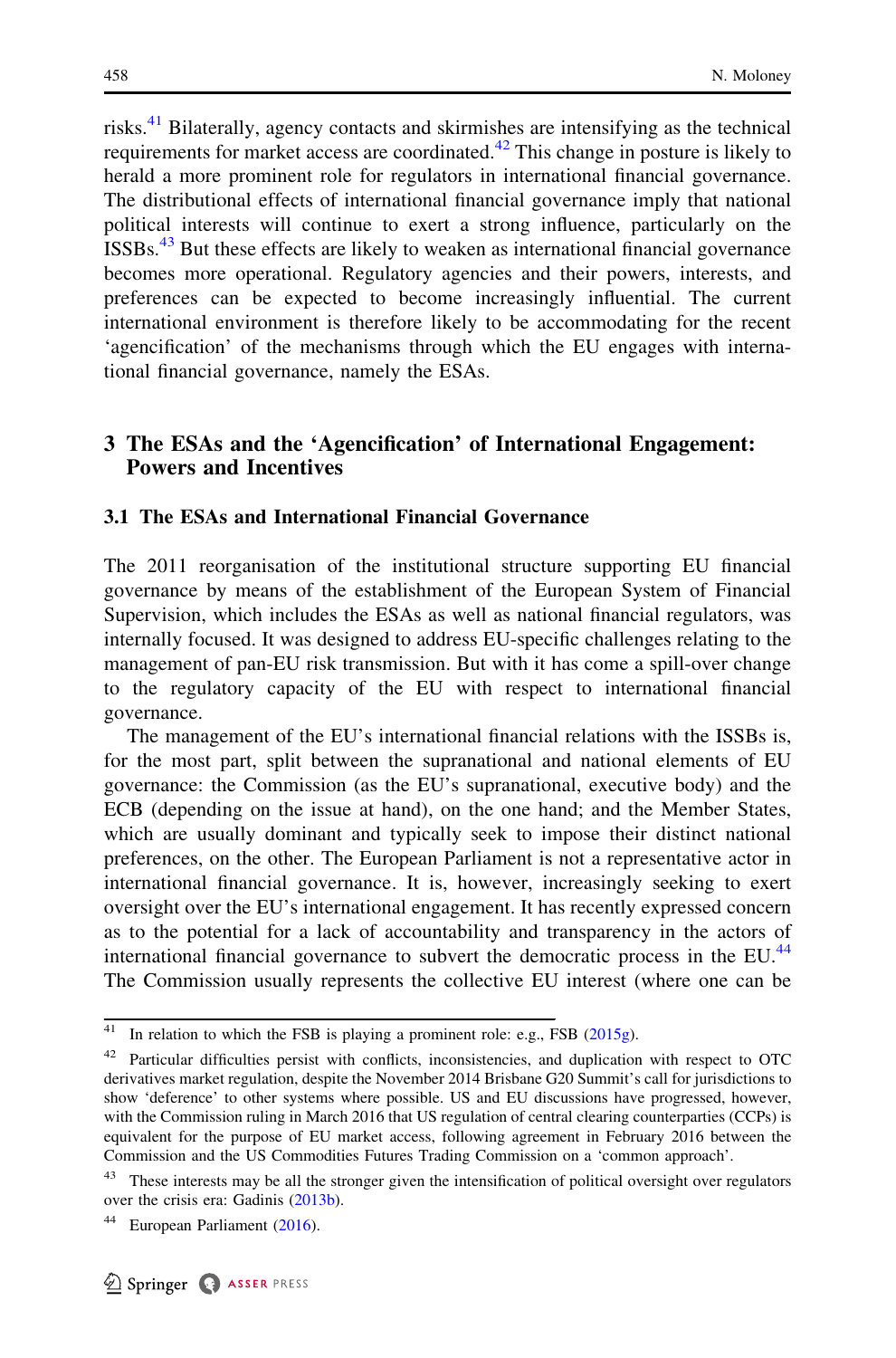risks.[41] Bilaterally, agency contacts and skirmishes are intensifying as the technical requirements for market access are coordinated.[42] This change in posture is likely to herald a more prominent role for regulators in international financial governance. The distributional effects of international financial governance imply that national political interests will continue to exert a strong influence, particularly on the ISSBs.[43] But these effects are likely to weaken as international financial governance becomes more operational. Regulatory agencies and their powers, interests, and preferences can be expected to become increasingly influential. The current international environment is therefore likely to be accommodating for the recent 'agencification' of the mechanisms through which the EU engages with international financial governance, namely the ESAs.

## 3 The ESAs and the 'Agencification' of International Engagement: Powers and Incentives

### 3.1 The ESAs and International Financial Governance

The 2011 reorganisation of the institutional structure supporting EU financial governance by means of the establishment of the European System of Financial Supervision, which includes the ESAs as well as national financial regulators, was internally focused. It was designed to address EU-specific challenges relating to the management of pan-EU risk transmission. But with it has come a spill-over change to the regulatory capacity of the EU with respect to international financial governance.

The management of the EU's international financial relations with the ISSBs is, for the most part, split between the supranational and national elements of EU governance: the Commission (as the EU's supranational, executive body) and the ECB (depending on the issue at hand), on the one hand; and the Member States, which are usually dominant and typically seek to impose their distinct national preferences, on the other. The European Parliament is not a representative actor in international financial governance. It is, however, increasingly seeking to exert oversight over the EU's international engagement. It has recently expressed concern as to the potential for a lack of accountability and transparency in the actors of international financial governance to subvert the democratic process in the EU.[44] The Commission usually represents the collective EU interest (where one can be

---

[41] In relation to which the FSB is playing a prominent role: e.g., FSB (2015g).

[42] Particular difficulties persist with conflicts, inconsistencies, and duplication with respect to OTC derivatives market regulation, despite the November 2014 Brisbane G20 Summit's call for jurisdictions to show 'deference' to other systems where possible. US and EU discussions have progressed, however, with the Commission ruling in March 2016 that US regulation of central clearing counterparties (CCPs) is equivalent for the purpose of EU market access, following agreement in February 2016 between the Commission and the US Commodities Futures Trading Commission on a 'common approach'.

[43] These interests may be all the stronger given the intensification of political oversight over regulators over the crisis era: Gadinis (2013b).

[44] European Parliament (2016).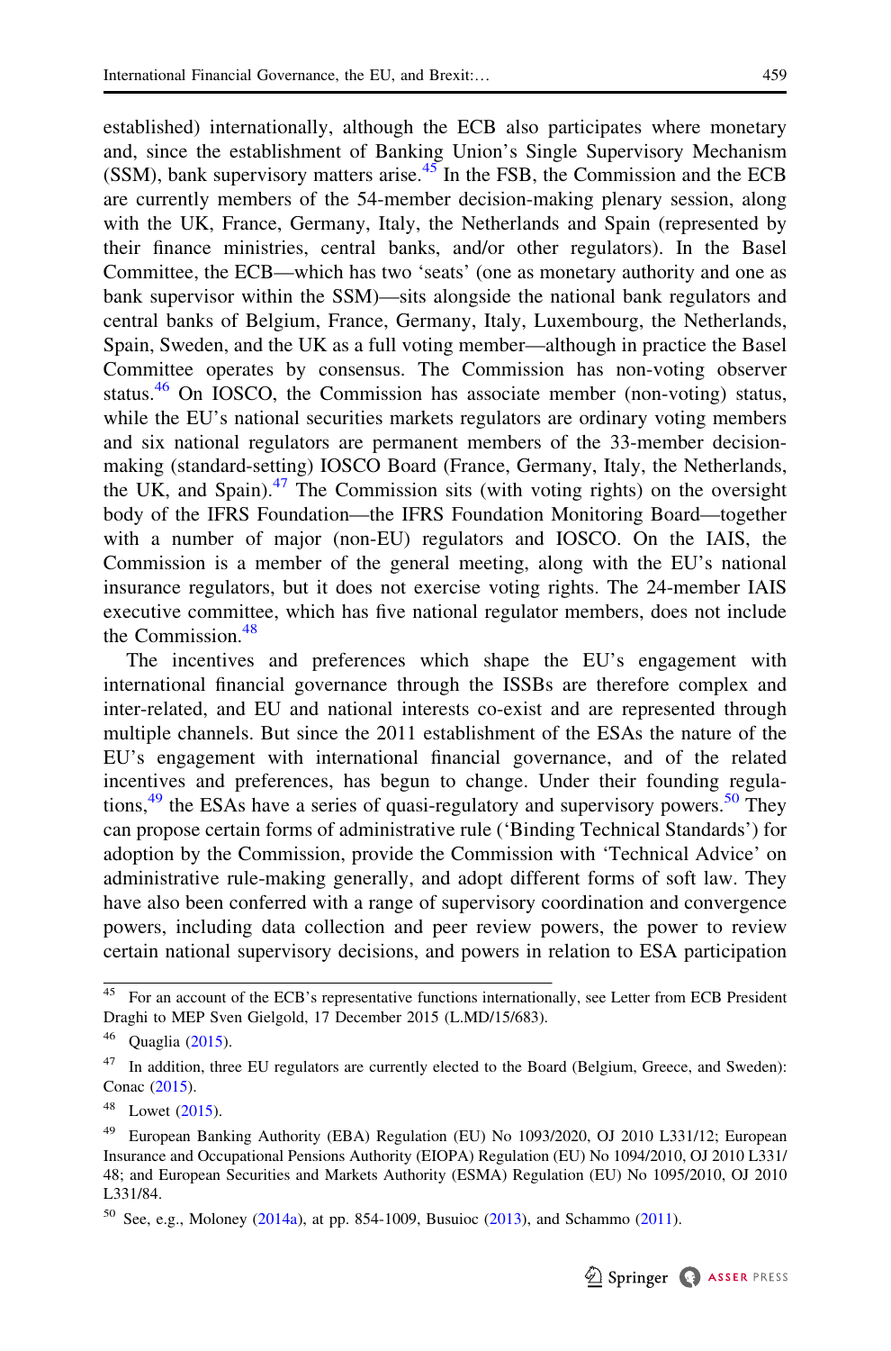established) internationally, although the ECB also participates where monetary and, since the establishment of Banking Union's Single Supervisory Mechanism (SSM), bank supervisory matters arise.[45] In the FSB, the Commission and the ECB are currently members of the 54-member decision-making plenary session, along with the UK, France, Germany, Italy, the Netherlands and Spain (represented by their finance ministries, central banks, and/or other regulators). In the Basel Committee, the ECB—which has two 'seats' (one as monetary authority and one as bank supervisor within the SSM)—sits alongside the national bank regulators and central banks of Belgium, France, Germany, Italy, Luxembourg, the Netherlands, Spain, Sweden, and the UK as a full voting member—although in practice the Basel Committee operates by consensus. The Commission has non-voting observer status.[46] On IOSCO, the Commission has associate member (non-voting) status, while the EU's national securities markets regulators are ordinary voting members and six national regulators are permanent members of the 33-member decision-making (standard-setting) IOSCO Board (France, Germany, Italy, the Netherlands, the UK, and Spain).[47] The Commission sits (with voting rights) on the oversight body of the IFRS Foundation—the IFRS Foundation Monitoring Board—together with a number of major (non-EU) regulators and IOSCO. On the IAIS, the Commission is a member of the general meeting, along with the EU's national insurance regulators, but it does not exercise voting rights. The 24-member IAIS executive committee, which has five national regulator members, does not include the Commission.[48]

The incentives and preferences which shape the EU's engagement with international financial governance through the ISSBs are therefore complex and inter-related, and EU and national interests co-exist and are represented through multiple channels. But since the 2011 establishment of the ESAs the nature of the EU's engagement with international financial governance, and of the related incentives and preferences, has begun to change. Under their founding regulations,[49] the ESAs have a series of quasi-regulatory and supervisory powers.[50] They can propose certain forms of administrative rule ('Binding Technical Standards') for adoption by the Commission, provide the Commission with 'Technical Advice' on administrative rule-making generally, and adopt different forms of soft law. They have also been conferred with a range of supervisory coordination and convergence powers, including data collection and peer review powers, the power to review certain national supervisory decisions, and powers in relation to ESA participation

---

[45] For an account of the ECB's representative functions internationally, see Letter from ECB President Draghi to MEP Sven Gielgold, 17 December 2015 (L.MD/15/683).

[46] Quaglia (2015).

[47] In addition, three EU regulators are currently elected to the Board (Belgium, Greece, and Sweden): Conac (2015).

[48] Lowet (2015).

[49] European Banking Authority (EBA) Regulation (EU) No 1093/2020, OJ 2010 L331/12; European Insurance and Occupational Pensions Authority (EIOPA) Regulation (EU) No 1094/2010, OJ 2010 L331/48; and European Securities and Markets Authority (ESMA) Regulation (EU) No 1095/2010, OJ 2010 L331/84.

[50] See, e.g., Moloney (2014a), at pp. 854-1009, Busuioc (2013), and Schammo (2011).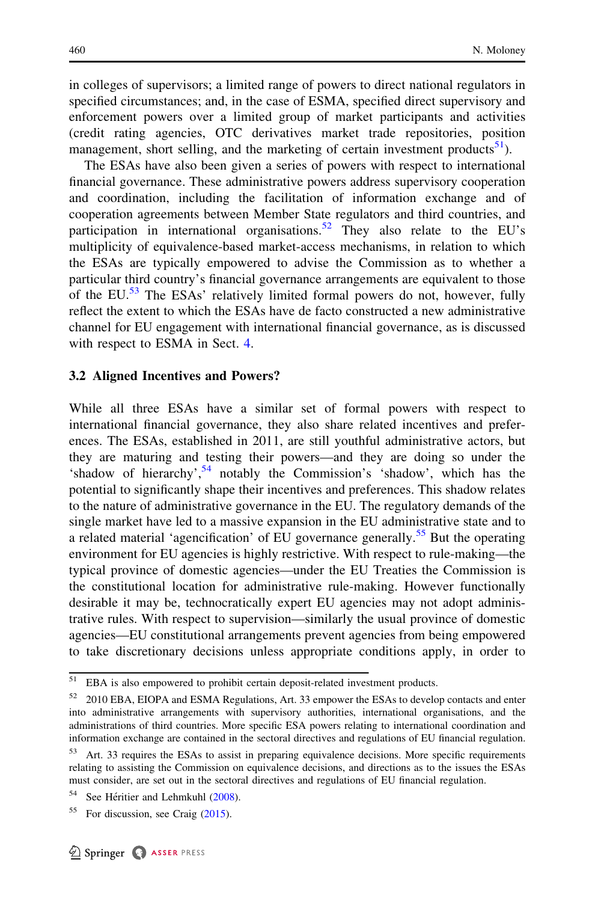in colleges of supervisors; a limited range of powers to direct national regulators in specified circumstances; and, in the case of ESMA, specified direct supervisory and enforcement powers over a limited group of market participants and activities (credit rating agencies, OTC derivatives market trade repositories, position management, short selling, and the marketing of certain investment products[51]).

The ESAs have also been given a series of powers with respect to international financial governance. These administrative powers address supervisory cooperation and coordination, including the facilitation of information exchange and of cooperation agreements between Member State regulators and third countries, and participation in international organisations.[52] They also relate to the EU's multiplicity of equivalence-based market-access mechanisms, in relation to which the ESAs are typically empowered to advise the Commission as to whether a particular third country's financial governance arrangements are equivalent to those of the EU.[53] The ESAs' relatively limited formal powers do not, however, fully reflect the extent to which the ESAs have de facto constructed a new administrative channel for EU engagement with international financial governance, as is discussed with respect to ESMA in Sect. 4.

### 3.2 Aligned Incentives and Powers?

While all three ESAs have a similar set of formal powers with respect to international financial governance, they also share related incentives and preferences. The ESAs, established in 2011, are still youthful administrative actors, but they are maturing and testing their powers—and they are doing so under the 'shadow of hierarchy',[54] notably the Commission's 'shadow', which has the potential to significantly shape their incentives and preferences. This shadow relates to the nature of administrative governance in the EU. The regulatory demands of the single market have led to a massive expansion in the EU administrative state and to a related material 'agencification' of EU governance generally.[55] But the operating environment for EU agencies is highly restrictive. With respect to rule-making—the typical province of domestic agencies—under the EU Treaties the Commission is the constitutional location for administrative rule-making. However functionally desirable it may be, technocratically expert EU agencies may not adopt administrative rules. With respect to supervision—similarly the usual province of domestic agencies—EU constitutional arrangements prevent agencies from being empowered to take discretionary decisions unless appropriate conditions apply, in order to

---

[51] EBA is also empowered to prohibit certain deposit-related investment products.

[52] 2010 EBA, EIOPA and ESMA Regulations, Art. 33 empower the ESAs to develop contacts and enter into administrative arrangements with supervisory authorities, international organisations, and the administrations of third countries. More specific ESA powers relating to international coordination and information exchange are contained in the sectoral directives and regulations of EU financial regulation.

[53] Art. 33 requires the ESAs to assist in preparing equivalence decisions. More specific requirements relating to assisting the Commission on equivalence decisions, and directions as to the issues the ESAs must consider, are set out in the sectoral directives and regulations of EU financial regulation.

[54] See Héritier and Lehmkuhl (2008).

[55] For discussion, see Craig (2015).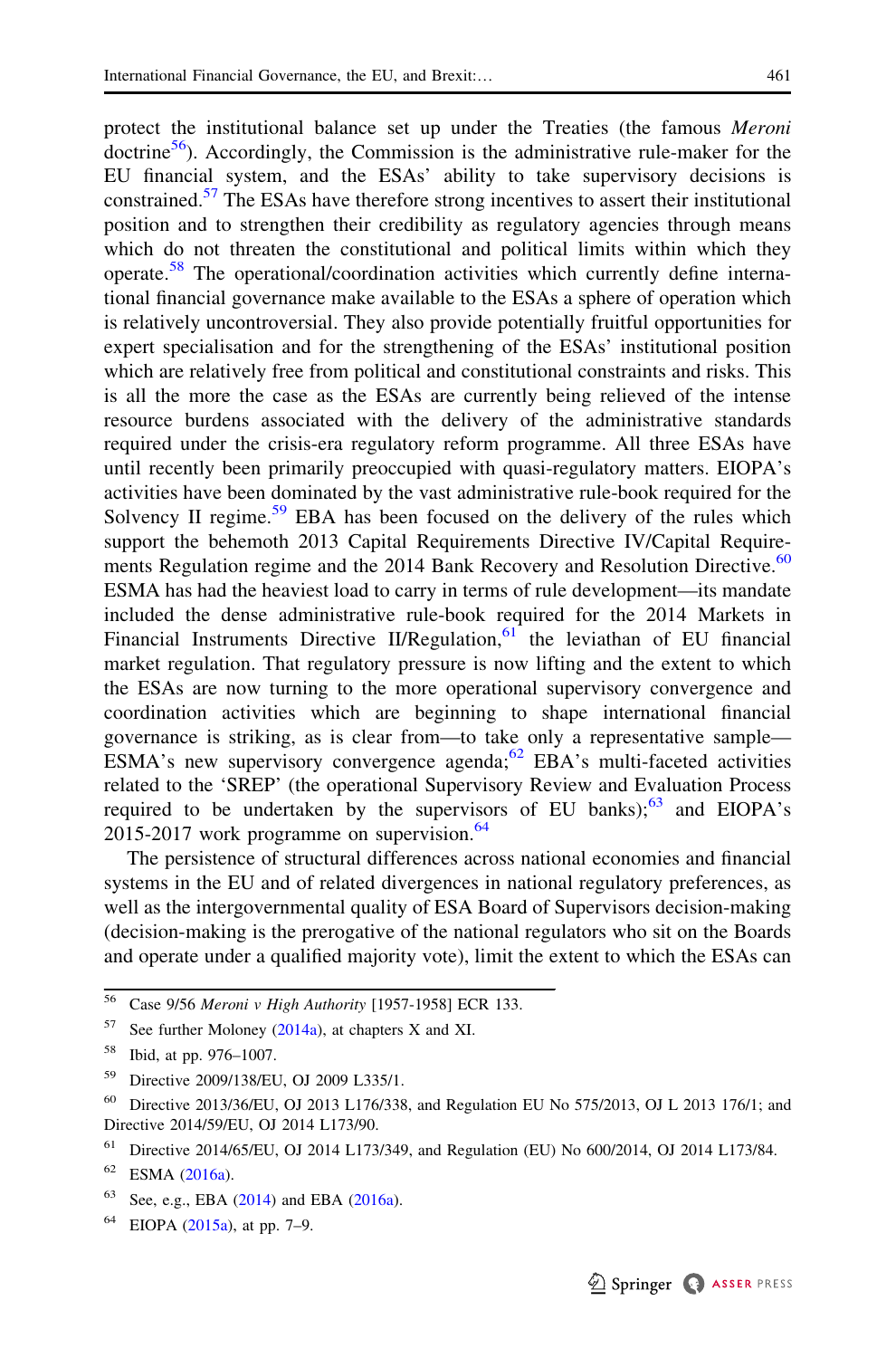protect the institutional balance set up under the Treaties (the famous *Meroni* doctrine[56]). Accordingly, the Commission is the administrative rule-maker for the EU financial system, and the ESAs' ability to take supervisory decisions is constrained.[57] The ESAs have therefore strong incentives to assert their institutional position and to strengthen their credibility as regulatory agencies through means which do not threaten the constitutional and political limits within which they operate.[58] The operational/coordination activities which currently define international financial governance make available to the ESAs a sphere of operation which is relatively uncontroversial. They also provide potentially fruitful opportunities for expert specialisation and for the strengthening of the ESAs' institutional position which are relatively free from political and constitutional constraints and risks. This is all the more the case as the ESAs are currently being relieved of the intense resource burdens associated with the delivery of the administrative standards required under the crisis-era regulatory reform programme. All three ESAs have until recently been primarily preoccupied with quasi-regulatory matters. EIOPA's activities have been dominated by the vast administrative rule-book required for the Solvency II regime.[59] EBA has been focused on the delivery of the rules which support the behemoth 2013 Capital Requirements Directive IV/Capital Requirements Regulation regime and the 2014 Bank Recovery and Resolution Directive.[60] ESMA has had the heaviest load to carry in terms of rule development—its mandate included the dense administrative rule-book required for the 2014 Markets in Financial Instruments Directive II/Regulation,[61] the leviathan of EU financial market regulation. That regulatory pressure is now lifting and the extent to which the ESAs are now turning to the more operational supervisory convergence and coordination activities which are beginning to shape international financial governance is striking, as is clear from—to take only a representative sample—ESMA's new supervisory convergence agenda;[62] EBA's multi-faceted activities related to the 'SREP' (the operational Supervisory Review and Evaluation Process required to be undertaken by the supervisors of EU banks);[63] and EIOPA's 2015-2017 work programme on supervision.[64]

The persistence of structural differences across national economies and financial systems in the EU and of related divergences in national regulatory preferences, as well as the intergovernmental quality of ESA Board of Supervisors decision-making (decision-making is the prerogative of the national regulators who sit on the Boards and operate under a qualified majority vote), limit the extent to which the ESAs can

---

[56] Case 9/56 *Meroni v High Authority* [1957-1958] ECR 133.

[57] See further Moloney (2014a), at chapters X and XI.

[58] Ibid, at pp. 976–1007.

[59] Directive 2009/138/EU, OJ 2009 L335/1.

[60] Directive 2013/36/EU, OJ 2013 L176/338, and Regulation EU No 575/2013, OJ L 2013 176/1; and Directive 2014/59/EU, OJ 2014 L173/90.

[61] Directive 2014/65/EU, OJ 2014 L173/349, and Regulation (EU) No 600/2014, OJ 2014 L173/84.

[62] ESMA (2016a).

[63] See, e.g., EBA (2014) and EBA (2016a).

[64] EIOPA (2015a), at pp. 7–9.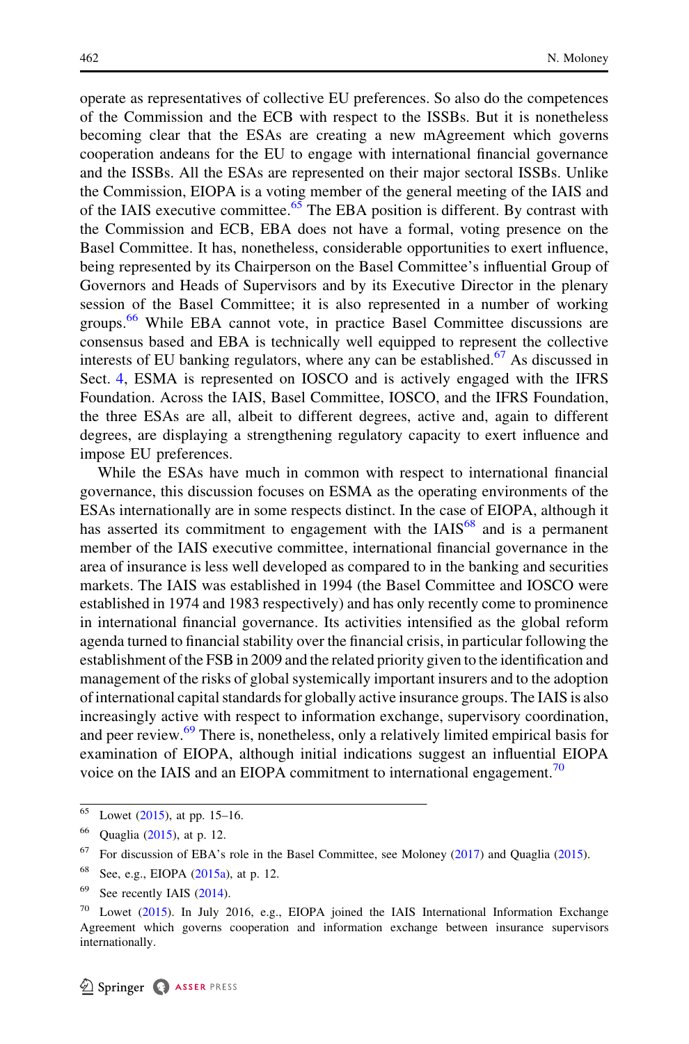operate as representatives of collective EU preferences. So also do the competences of the Commission and the ECB with respect to the ISSBs. But it is nonetheless becoming clear that the ESAs are creating a new mAgreement which governs cooperation andeans for the EU to engage with international financial governance and the ISSBs. All the ESAs are represented on their major sectoral ISSBs. Unlike the Commission, EIOPA is a voting member of the general meeting of the IAIS and of the IAIS executive committee.[65] The EBA position is different. By contrast with the Commission and ECB, EBA does not have a formal, voting presence on the Basel Committee. It has, nonetheless, considerable opportunities to exert influence, being represented by its Chairperson on the Basel Committee's influential Group of Governors and Heads of Supervisors and by its Executive Director in the plenary session of the Basel Committee; it is also represented in a number of working groups.[66] While EBA cannot vote, in practice Basel Committee discussions are consensus based and EBA is technically well equipped to represent the collective interests of EU banking regulators, where any can be established.[67] As discussed in Sect. 4, ESMA is represented on IOSCO and is actively engaged with the IFRS Foundation. Across the IAIS, Basel Committee, IOSCO, and the IFRS Foundation, the three ESAs are all, albeit to different degrees, active and, again to different degrees, are displaying a strengthening regulatory capacity to exert influence and impose EU preferences.

While the ESAs have much in common with respect to international financial governance, this discussion focuses on ESMA as the operating environments of the ESAs internationally are in some respects distinct. In the case of EIOPA, although it has asserted its commitment to engagement with the IAIS[68] and is a permanent member of the IAIS executive committee, international financial governance in the area of insurance is less well developed as compared to in the banking and securities markets. The IAIS was established in 1994 (the Basel Committee and IOSCO were established in 1974 and 1983 respectively) and has only recently come to prominence in international financial governance. Its activities intensified as the global reform agenda turned to financial stability over the financial crisis, in particular following the establishment of the FSB in 2009 and the related priority given to the identification and management of the risks of global systemically important insurers and to the adoption of international capital standards for globally active insurance groups. The IAIS is also increasingly active with respect to information exchange, supervisory coordination, and peer review.[69] There is, nonetheless, only a relatively limited empirical basis for examination of EIOPA, although initial indications suggest an influential EIOPA voice on the IAIS and an EIOPA commitment to international engagement.[70]

---

[65] Lowet (2015), at pp. 15–16.

[66] Quaglia (2015), at p. 12.

[67] For discussion of EBA's role in the Basel Committee, see Moloney (2017) and Quaglia (2015).

[68] See, e.g., EIOPA (2015a), at p. 12.

[69] See recently IAIS (2014).

[70] Lowet (2015). In July 2016, e.g., EIOPA joined the IAIS International Information Exchange Agreement which governs cooperation and information exchange between insurance supervisors internationally.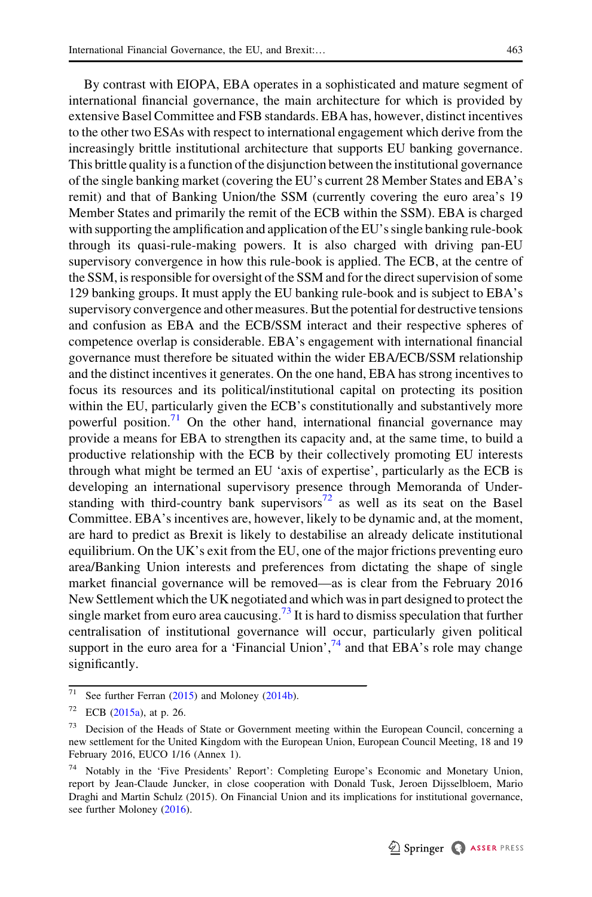By contrast with EIOPA, EBA operates in a sophisticated and mature segment of international financial governance, the main architecture for which is provided by extensive Basel Committee and FSB standards. EBA has, however, distinct incentives to the other two ESAs with respect to international engagement which derive from the increasingly brittle institutional architecture that supports EU banking governance. This brittle quality is a function of the disjunction between the institutional governance of the single banking market (covering the EU's current 28 Member States and EBA's remit) and that of Banking Union/the SSM (currently covering the euro area's 19 Member States and primarily the remit of the ECB within the SSM). EBA is charged with supporting the amplification and application of the EU's single banking rule-book through its quasi-rule-making powers. It is also charged with driving pan-EU supervisory convergence in how this rule-book is applied. The ECB, at the centre of the SSM, is responsible for oversight of the SSM and for the direct supervision of some 129 banking groups. It must apply the EU banking rule-book and is subject to EBA's supervisory convergence and other measures. But the potential for destructive tensions and confusion as EBA and the ECB/SSM interact and their respective spheres of competence overlap is considerable. EBA's engagement with international financial governance must therefore be situated within the wider EBA/ECB/SSM relationship and the distinct incentives it generates. On the one hand, EBA has strong incentives to focus its resources and its political/institutional capital on protecting its position within the EU, particularly given the ECB's constitutionally and substantively more powerful position.[71] On the other hand, international financial governance may provide a means for EBA to strengthen its capacity and, at the same time, to build a productive relationship with the ECB by their collectively promoting EU interests through what might be termed an EU 'axis of expertise', particularly as the ECB is developing an international supervisory presence through Memoranda of Understanding with third-country bank supervisors[72] as well as its seat on the Basel Committee. EBA's incentives are, however, likely to be dynamic and, at the moment, are hard to predict as Brexit is likely to destabilise an already delicate institutional equilibrium. On the UK's exit from the EU, one of the major frictions preventing euro area/Banking Union interests and preferences from dictating the shape of single market financial governance will be removed—as is clear from the February 2016 New Settlement which the UK negotiated and which was in part designed to protect the single market from euro area caucusing.[73] It is hard to dismiss speculation that further centralisation of institutional governance will occur, particularly given political support in the euro area for a 'Financial Union',[74] and that EBA's role may change significantly.

---

[71] See further Ferran (2015) and Moloney (2014b).

[72] ECB (2015a), at p. 26.

[73] Decision of the Heads of State or Government meeting within the European Council, concerning a new settlement for the United Kingdom with the European Union, European Council Meeting, 18 and 19 February 2016, EUCO 1/16 (Annex 1).

[74] Notably in the 'Five Presidents' Report': Completing Europe's Economic and Monetary Union, report by Jean-Claude Juncker, in close cooperation with Donald Tusk, Jeroen Dijsselbloem, Mario Draghi and Martin Schulz (2015). On Financial Union and its implications for institutional governance, see further Moloney (2016).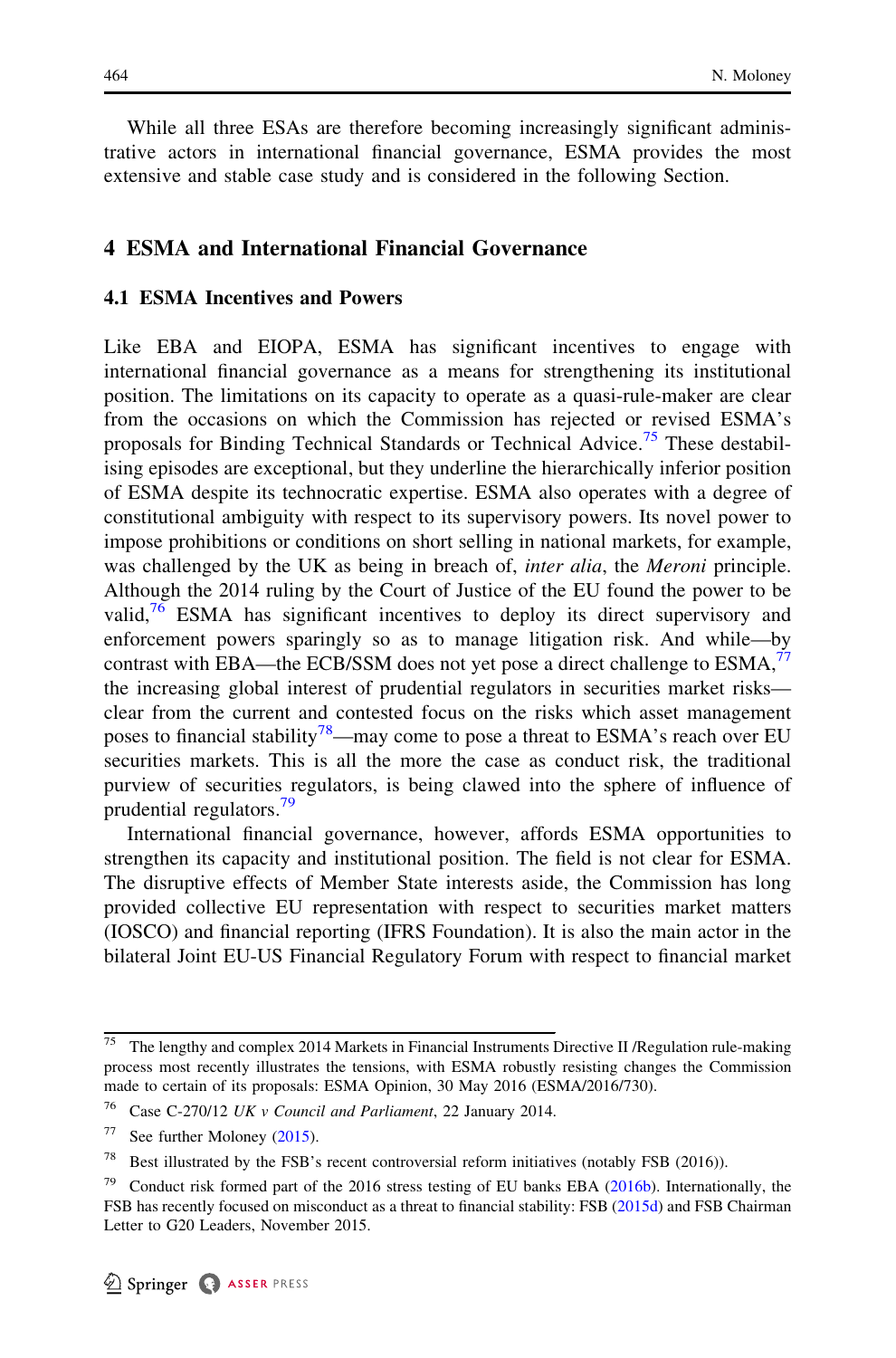While all three ESAs are therefore becoming increasingly significant administrative actors in international financial governance, ESMA provides the most extensive and stable case study and is considered in the following Section.

## 4 ESMA and International Financial Governance

### 4.1 ESMA Incentives and Powers

Like EBA and EIOPA, ESMA has significant incentives to engage with international financial governance as a means for strengthening its institutional position. The limitations on its capacity to operate as a quasi-rule-maker are clear from the occasions on which the Commission has rejected or revised ESMA's proposals for Binding Technical Standards or Technical Advice.[75] These destabilising episodes are exceptional, but they underline the hierarchically inferior position of ESMA despite its technocratic expertise. ESMA also operates with a degree of constitutional ambiguity with respect to its supervisory powers. Its novel power to impose prohibitions or conditions on short selling in national markets, for example, was challenged by the UK as being in breach of, *inter alia*, the *Meroni* principle. Although the 2014 ruling by the Court of Justice of the EU found the power to be valid,[76] ESMA has significant incentives to deploy its direct supervisory and enforcement powers sparingly so as to manage litigation risk. And while—by contrast with EBA—the ECB/SSM does not yet pose a direct challenge to ESMA,[77] the increasing global interest of prudential regulators in securities market risks—clear from the current and contested focus on the risks which asset management poses to financial stability[78]—may come to pose a threat to ESMA's reach over EU securities markets. This is all the more the case as conduct risk, the traditional purview of securities regulators, is being clawed into the sphere of influence of prudential regulators.[79]

International financial governance, however, affords ESMA opportunities to strengthen its capacity and institutional position. The field is not clear for ESMA. The disruptive effects of Member State interests aside, the Commission has long provided collective EU representation with respect to securities market matters (IOSCO) and financial reporting (IFRS Foundation). It is also the main actor in the bilateral Joint EU-US Financial Regulatory Forum with respect to financial market

---

[75] The lengthy and complex 2014 Markets in Financial Instruments Directive II /Regulation rule-making process most recently illustrates the tensions, with ESMA robustly resisting changes the Commission made to certain of its proposals: ESMA Opinion, 30 May 2016 (ESMA/2016/730).

[76] Case C-270/12 *UK v Council and Parliament*, 22 January 2014.

[77] See further Moloney (2015).

[78] Best illustrated by the FSB's recent controversial reform initiatives (notably FSB (2016)).

[79] Conduct risk formed part of the 2016 stress testing of EU banks EBA (2016b). Internationally, the FSB has recently focused on misconduct as a threat to financial stability: FSB (2015d) and FSB Chairman Letter to G20 Leaders, November 2015.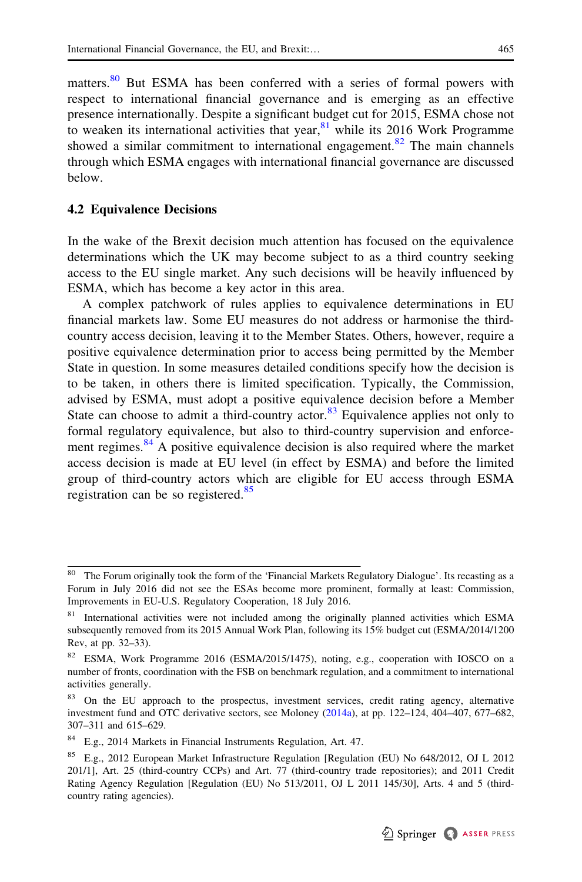matters.[80] But ESMA has been conferred with a series of formal powers with respect to international financial governance and is emerging as an effective presence internationally. Despite a significant budget cut for 2015, ESMA chose not to weaken its international activities that year,[81] while its 2016 Work Programme showed a similar commitment to international engagement.[82] The main channels through which ESMA engages with international financial governance are discussed below.

### 4.2 Equivalence Decisions

In the wake of the Brexit decision much attention has focused on the equivalence determinations which the UK may become subject to as a third country seeking access to the EU single market. Any such decisions will be heavily influenced by ESMA, which has become a key actor in this area.

A complex patchwork of rules applies to equivalence determinations in EU financial markets law. Some EU measures do not address or harmonise the third-country access decision, leaving it to the Member States. Others, however, require a positive equivalence determination prior to access being permitted by the Member State in question. In some measures detailed conditions specify how the decision is to be taken, in others there is limited specification. Typically, the Commission, advised by ESMA, must adopt a positive equivalence decision before a Member State can choose to admit a third-country actor.[83] Equivalence applies not only to formal regulatory equivalence, but also to third-country supervision and enforcement regimes.[84] A positive equivalence decision is also required where the market access decision is made at EU level (in effect by ESMA) and before the limited group of third-country actors which are eligible for EU access through ESMA registration can be so registered.[85]

---

[80] The Forum originally took the form of the 'Financial Markets Regulatory Dialogue'. Its recasting as a Forum in July 2016 did not see the ESAs become more prominent, formally at least: Commission, Improvements in EU-U.S. Regulatory Cooperation, 18 July 2016.

[81] International activities were not included among the originally planned activities which ESMA subsequently removed from its 2015 Annual Work Plan, following its 15% budget cut (ESMA/2014/1200 Rev, at pp. 32–33).

[82] ESMA, Work Programme 2016 (ESMA/2015/1475), noting, e.g., cooperation with IOSCO on a number of fronts, coordination with the FSB on benchmark regulation, and a commitment to international activities generally.

[83] On the EU approach to the prospectus, investment services, credit rating agency, alternative investment fund and OTC derivative sectors, see Moloney (2014a), at pp. 122–124, 404–407, 677–682, 307–311 and 615–629.

[84] E.g., 2014 Markets in Financial Instruments Regulation, Art. 47.

[85] E.g., 2012 European Market Infrastructure Regulation [Regulation (EU) No 648/2012, OJ L 2012 201/1], Art. 25 (third-country CCPs) and Art. 77 (third-country trade repositories); and 2011 Credit Rating Agency Regulation [Regulation (EU) No 513/2011, OJ L 2011 145/30], Arts. 4 and 5 (third-country rating agencies).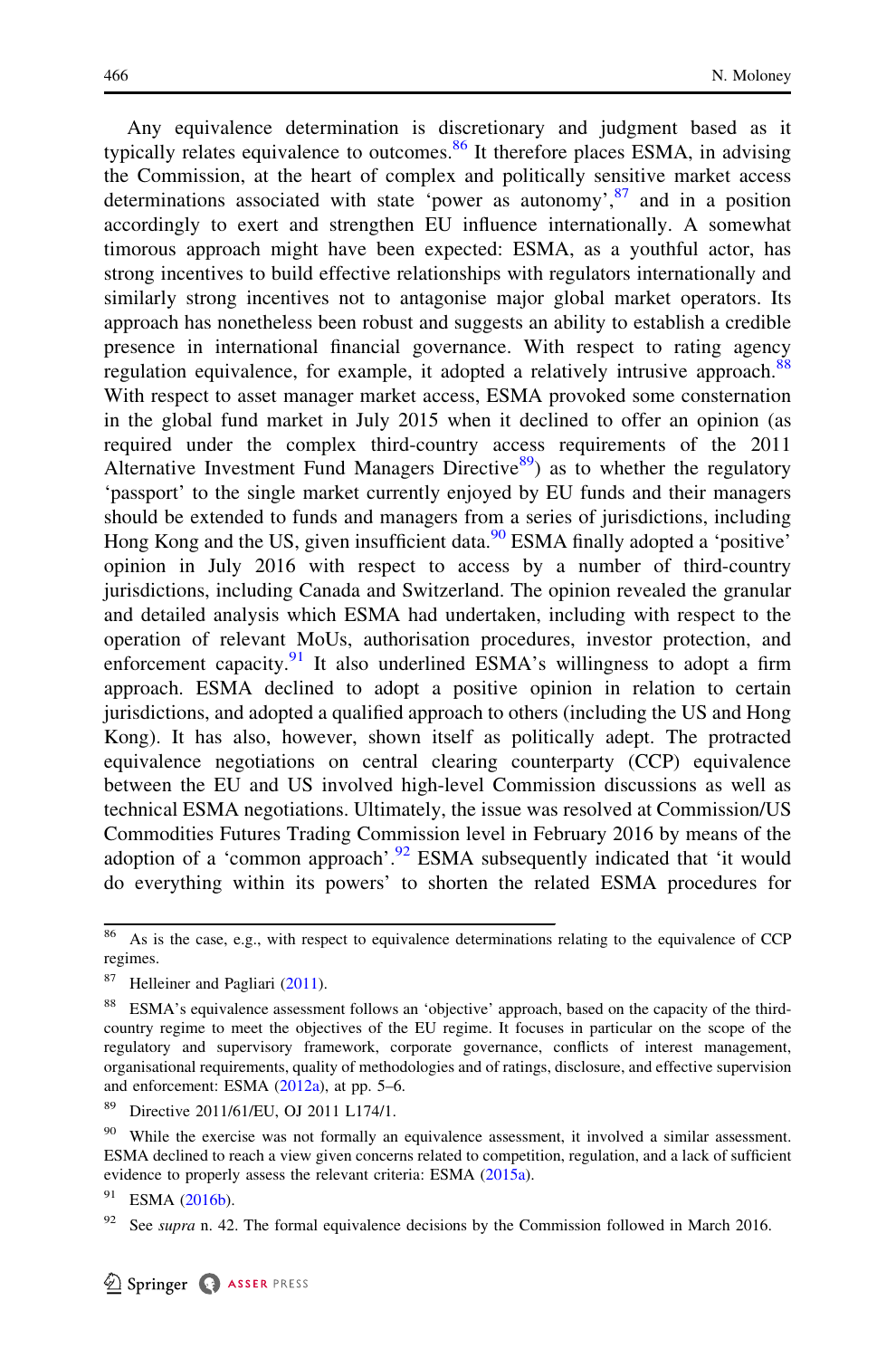Any equivalence determination is discretionary and judgment based as it typically relates equivalence to outcomes.[86] It therefore places ESMA, in advising the Commission, at the heart of complex and politically sensitive market access determinations associated with state 'power as autonomy',[87] and in a position accordingly to exert and strengthen EU influence internationally. A somewhat timorous approach might have been expected: ESMA, as a youthful actor, has strong incentives to build effective relationships with regulators internationally and similarly strong incentives not to antagonise major global market operators. Its approach has nonetheless been robust and suggests an ability to establish a credible presence in international financial governance. With respect to rating agency regulation equivalence, for example, it adopted a relatively intrusive approach.[88] With respect to asset manager market access, ESMA provoked some consternation in the global fund market in July 2015 when it declined to offer an opinion (as required under the complex third-country access requirements of the 2011 Alternative Investment Fund Managers Directive[89]) as to whether the regulatory 'passport' to the single market currently enjoyed by EU funds and their managers should be extended to funds and managers from a series of jurisdictions, including Hong Kong and the US, given insufficient data.[90] ESMA finally adopted a 'positive' opinion in July 2016 with respect to access by a number of third-country jurisdictions, including Canada and Switzerland. The opinion revealed the granular and detailed analysis which ESMA had undertaken, including with respect to the operation of relevant MoUs, authorisation procedures, investor protection, and enforcement capacity.[91] It also underlined ESMA's willingness to adopt a firm approach. ESMA declined to adopt a positive opinion in relation to certain jurisdictions, and adopted a qualified approach to others (including the US and Hong Kong). It has also, however, shown itself as politically adept. The protracted equivalence negotiations on central clearing counterparty (CCP) equivalence between the EU and US involved high-level Commission discussions as well as technical ESMA negotiations. Ultimately, the issue was resolved at Commission/US Commodities Futures Trading Commission level in February 2016 by means of the adoption of a 'common approach'.[92] ESMA subsequently indicated that 'it would do everything within its powers' to shorten the related ESMA procedures for

---

[86] As is the case, e.g., with respect to equivalence determinations relating to the equivalence of CCP regimes.

[87] Helleiner and Pagliari (2011).

[88] ESMA's equivalence assessment follows an 'objective' approach, based on the capacity of the third-country regime to meet the objectives of the EU regime. It focuses in particular on the scope of the regulatory and supervisory framework, corporate governance, conflicts of interest management, organisational requirements, quality of methodologies and of ratings, disclosure, and effective supervision and enforcement: ESMA (2012a), at pp. 5–6.

[89] Directive 2011/61/EU, OJ 2011 L174/1.

[90] While the exercise was not formally an equivalence assessment, it involved a similar assessment. ESMA declined to reach a view given concerns related to competition, regulation, and a lack of sufficient evidence to properly assess the relevant criteria: ESMA (2015a).

[91] ESMA (2016b).

[92] See *supra* n. 42. The formal equivalence decisions by the Commission followed in March 2016.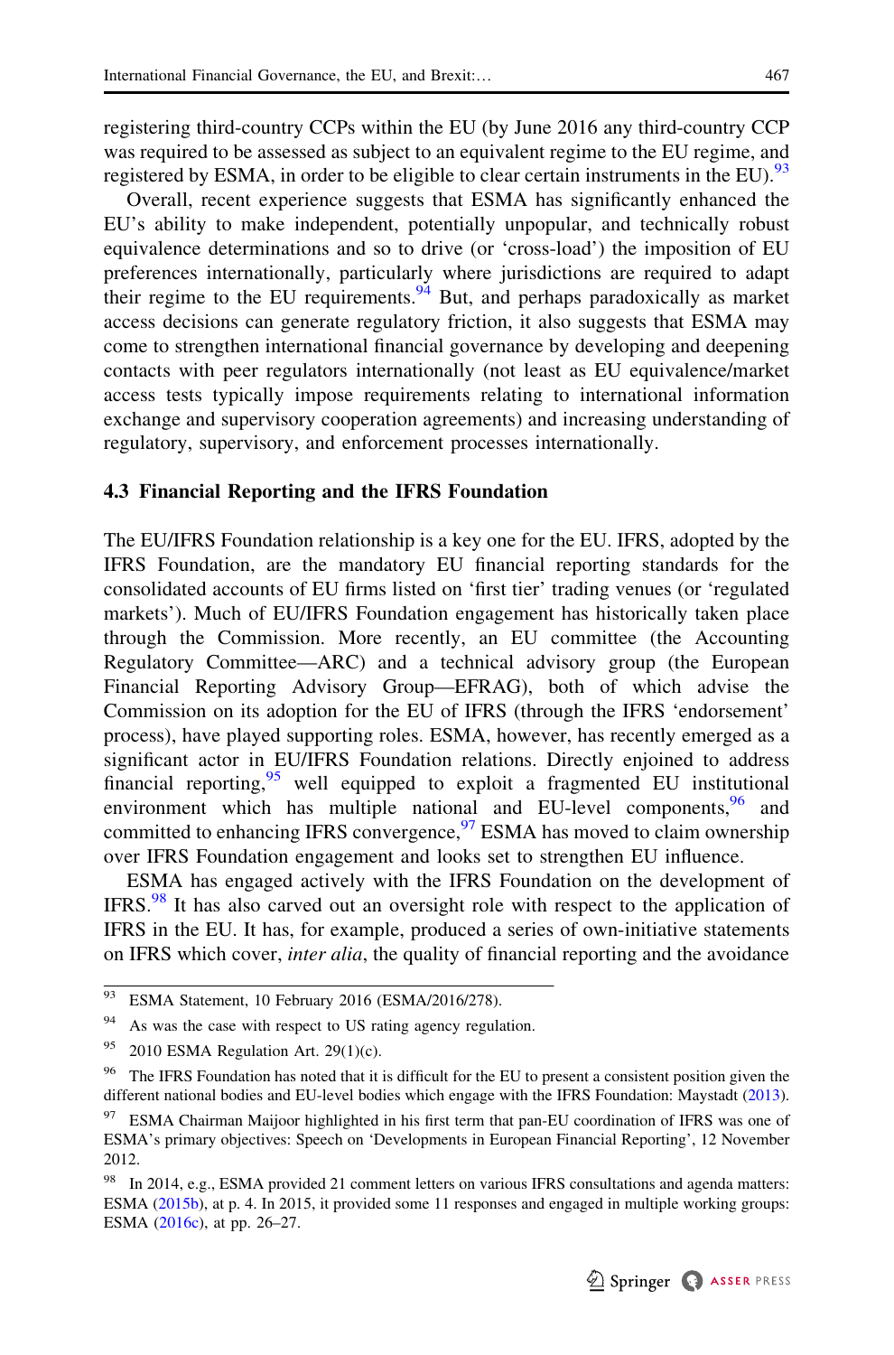registering third-country CCPs within the EU (by June 2016 any third-country CCP was required to be assessed as subject to an equivalent regime to the EU regime, and registered by ESMA, in order to be eligible to clear certain instruments in the EU).[93]

Overall, recent experience suggests that ESMA has significantly enhanced the EU's ability to make independent, potentially unpopular, and technically robust equivalence determinations and so to drive (or 'cross-load') the imposition of EU preferences internationally, particularly where jurisdictions are required to adapt their regime to the EU requirements.[94] But, and perhaps paradoxically as market access decisions can generate regulatory friction, it also suggests that ESMA may come to strengthen international financial governance by developing and deepening contacts with peer regulators internationally (not least as EU equivalence/market access tests typically impose requirements relating to international information exchange and supervisory cooperation agreements) and increasing understanding of regulatory, supervisory, and enforcement processes internationally.

### 4.3 Financial Reporting and the IFRS Foundation

The EU/IFRS Foundation relationship is a key one for the EU. IFRS, adopted by the IFRS Foundation, are the mandatory EU financial reporting standards for the consolidated accounts of EU firms listed on 'first tier' trading venues (or 'regulated markets'). Much of EU/IFRS Foundation engagement has historically taken place through the Commission. More recently, an EU committee (the Accounting Regulatory Committee—ARC) and a technical advisory group (the European Financial Reporting Advisory Group—EFRAG), both of which advise the Commission on its adoption for the EU of IFRS (through the IFRS 'endorsement' process), have played supporting roles. ESMA, however, has recently emerged as a significant actor in EU/IFRS Foundation relations. Directly enjoined to address financial reporting,[95] well equipped to exploit a fragmented EU institutional environment which has multiple national and EU-level components,[96] and committed to enhancing IFRS convergence,[97] ESMA has moved to claim ownership over IFRS Foundation engagement and looks set to strengthen EU influence.

ESMA has engaged actively with the IFRS Foundation on the development of IFRS.[98] It has also carved out an oversight role with respect to the application of IFRS in the EU. It has, for example, produced a series of own-initiative statements on IFRS which cover, *inter alia*, the quality of financial reporting and the avoidance

---

[93] ESMA Statement, 10 February 2016 (ESMA/2016/278).

[94] As was the case with respect to US rating agency regulation.

[95] 2010 ESMA Regulation Art. 29(1)(c).

[96] The IFRS Foundation has noted that it is difficult for the EU to present a consistent position given the different national bodies and EU-level bodies which engage with the IFRS Foundation: Maystadt (2013).

[97] ESMA Chairman Maijoor highlighted in his first term that pan-EU coordination of IFRS was one of ESMA's primary objectives: Speech on 'Developments in European Financial Reporting', 12 November 2012.

[98] In 2014, e.g., ESMA provided 21 comment letters on various IFRS consultations and agenda matters: ESMA (2015b), at p. 4. In 2015, it provided some 11 responses and engaged in multiple working groups: ESMA (2016c), at pp. 26–27.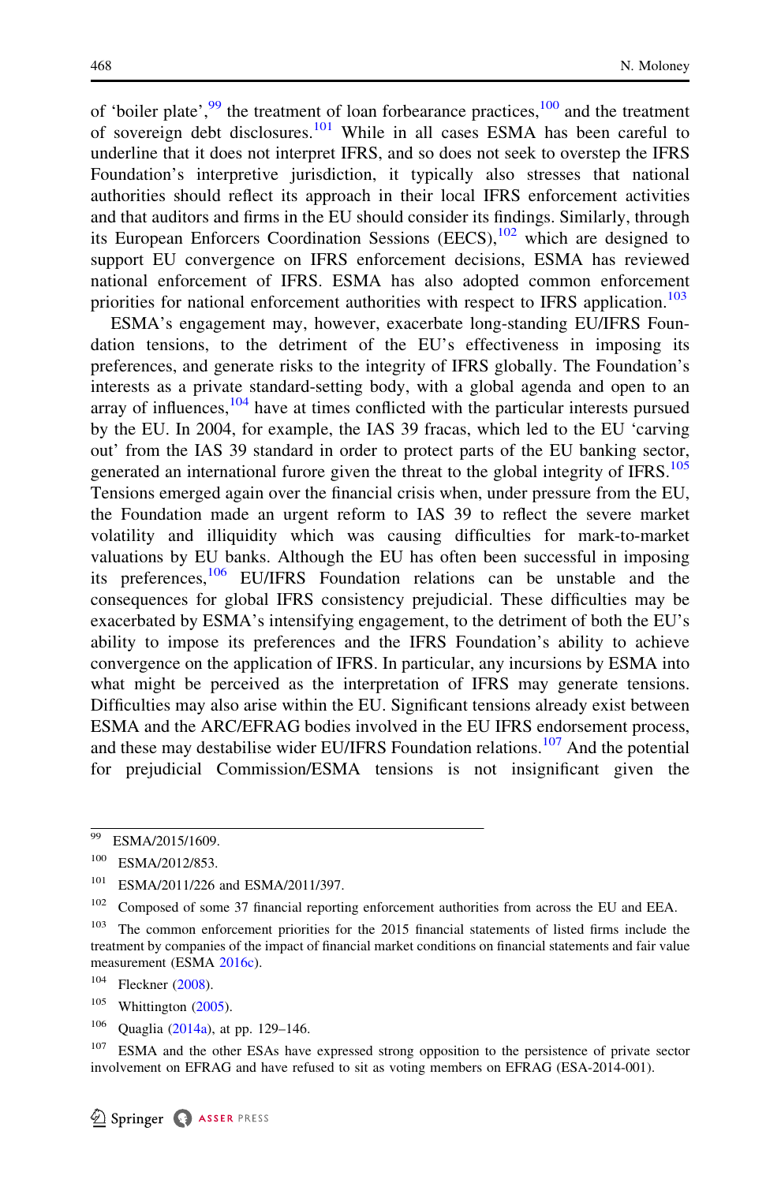of 'boiler plate',[99] the treatment of loan forbearance practices,[100] and the treatment of sovereign debt disclosures.[101] While in all cases ESMA has been careful to underline that it does not interpret IFRS, and so does not seek to overstep the IFRS Foundation's interpretive jurisdiction, it typically also stresses that national authorities should reflect its approach in their local IFRS enforcement activities and that auditors and firms in the EU should consider its findings. Similarly, through its European Enforcers Coordination Sessions (EECS),[102] which are designed to support EU convergence on IFRS enforcement decisions, ESMA has reviewed national enforcement of IFRS. ESMA has also adopted common enforcement priorities for national enforcement authorities with respect to IFRS application.[103]

ESMA's engagement may, however, exacerbate long-standing EU/IFRS Foundation tensions, to the detriment of the EU's effectiveness in imposing its preferences, and generate risks to the integrity of IFRS globally. The Foundation's interests as a private standard-setting body, with a global agenda and open to an array of influences,[104] have at times conflicted with the particular interests pursued by the EU. In 2004, for example, the IAS 39 fracas, which led to the EU 'carving out' from the IAS 39 standard in order to protect parts of the EU banking sector, generated an international furore given the threat to the global integrity of IFRS.[105] Tensions emerged again over the financial crisis when, under pressure from the EU, the Foundation made an urgent reform to IAS 39 to reflect the severe market volatility and illiquidity which was causing difficulties for mark-to-market valuations by EU banks. Although the EU has often been successful in imposing its preferences,[106] EU/IFRS Foundation relations can be unstable and the consequences for global IFRS consistency prejudicial. These difficulties may be exacerbated by ESMA's intensifying engagement, to the detriment of both the EU's ability to impose its preferences and the IFRS Foundation's ability to achieve convergence on the application of IFRS. In particular, any incursions by ESMA into what might be perceived as the interpretation of IFRS may generate tensions. Difficulties may also arise within the EU. Significant tensions already exist between ESMA and the ARC/EFRAG bodies involved in the EU IFRS endorsement process, and these may destabilise wider EU/IFRS Foundation relations.[107] And the potential for prejudicial Commission/ESMA tensions is not insignificant given the

---

[99] ESMA/2015/1609.

[100] ESMA/2012/853.

[101] ESMA/2011/226 and ESMA/2011/397.

[102] Composed of some 37 financial reporting enforcement authorities from across the EU and EEA.

[103] The common enforcement priorities for the 2015 financial statements of listed firms include the treatment by companies of the impact of financial market conditions on financial statements and fair value measurement (ESMA 2016c).

[104] Fleckner (2008).

[105] Whittington (2005).

[106] Quaglia (2014a), at pp. 129–146.

[107] ESMA and the other ESAs have expressed strong opposition to the persistence of private sector involvement on EFRAG and have refused to sit as voting members on EFRAG (ESA-2014-001).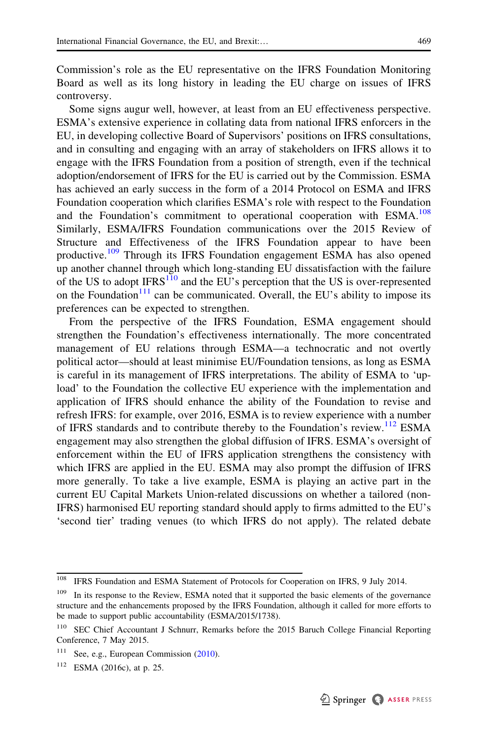Commission's role as the EU representative on the IFRS Foundation Monitoring Board as well as its long history in leading the EU charge on issues of IFRS controversy.

Some signs augur well, however, at least from an EU effectiveness perspective. ESMA's extensive experience in collating data from national IFRS enforcers in the EU, in developing collective Board of Supervisors' positions on IFRS consultations, and in consulting and engaging with an array of stakeholders on IFRS allows it to engage with the IFRS Foundation from a position of strength, even if the technical adoption/endorsement of IFRS for the EU is carried out by the Commission. ESMA has achieved an early success in the form of a 2014 Protocol on ESMA and IFRS Foundation cooperation which clarifies ESMA's role with respect to the Foundation and the Foundation's commitment to operational cooperation with ESMA.[108] Similarly, ESMA/IFRS Foundation communications over the 2015 Review of Structure and Effectiveness of the IFRS Foundation appear to have been productive.[109] Through its IFRS Foundation engagement ESMA has also opened up another channel through which long-standing EU dissatisfaction with the failure of the US to adopt IFRS[110] and the EU's perception that the US is over-represented on the Foundation[111] can be communicated. Overall, the EU's ability to impose its preferences can be expected to strengthen.

From the perspective of the IFRS Foundation, ESMA engagement should strengthen the Foundation's effectiveness internationally. The more concentrated management of EU relations through ESMA—a technocratic and not overtly political actor—should at least minimise EU/Foundation tensions, as long as ESMA is careful in its management of IFRS interpretations. The ability of ESMA to 'up-load' to the Foundation the collective EU experience with the implementation and application of IFRS should enhance the ability of the Foundation to revise and refresh IFRS: for example, over 2016, ESMA is to review experience with a number of IFRS standards and to contribute thereby to the Foundation's review.[112] ESMA engagement may also strengthen the global diffusion of IFRS. ESMA's oversight of enforcement within the EU of IFRS application strengthens the consistency with which IFRS are applied in the EU. ESMA may also prompt the diffusion of IFRS more generally. To take a live example, ESMA is playing an active part in the current EU Capital Markets Union-related discussions on whether a tailored (non-IFRS) harmonised EU reporting standard should apply to firms admitted to the EU's 'second tier' trading venues (to which IFRS do not apply). The related debate

---

[108] IFRS Foundation and ESMA Statement of Protocols for Cooperation on IFRS, 9 July 2014.

[109] In its response to the Review, ESMA noted that it supported the basic elements of the governance structure and the enhancements proposed by the IFRS Foundation, although it called for more efforts to be made to support public accountability (ESMA/2015/1738).

[110] SEC Chief Accountant J Schnurr, Remarks before the 2015 Baruch College Financial Reporting Conference, 7 May 2015.

[111] See, e.g., European Commission (2010).

[112] ESMA (2016c), at p. 25.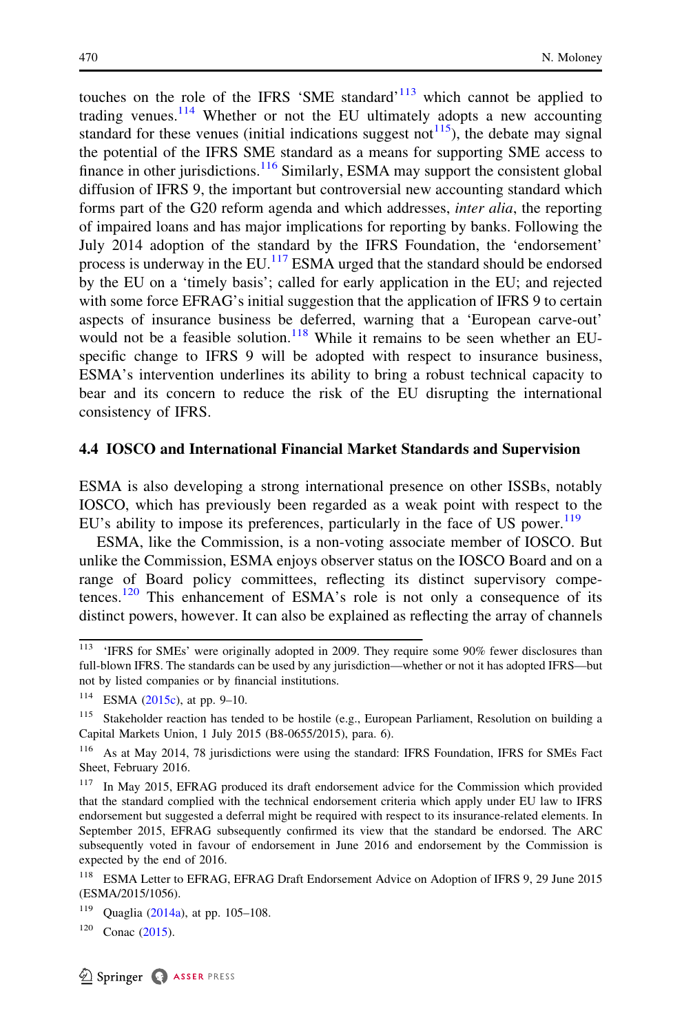touches on the role of the IFRS ‘SME standard’[113] which cannot be applied to trading venues.[114] Whether or not the EU ultimately adopts a new accounting standard for these venues (initial indications suggest not[115]), the debate may signal the potential of the IFRS SME standard as a means for supporting SME access to finance in other jurisdictions.[116] Similarly, ESMA may support the consistent global diffusion of IFRS 9, the important but controversial new accounting standard which forms part of the G20 reform agenda and which addresses, *inter alia*, the reporting of impaired loans and has major implications for reporting by banks. Following the July 2014 adoption of the standard by the IFRS Foundation, the ‘endorsement’ process is underway in the EU.[117] ESMA urged that the standard should be endorsed by the EU on a ‘timely basis’; called for early application in the EU; and rejected with some force EFRAG’s initial suggestion that the application of IFRS 9 to certain aspects of insurance business be deferred, warning that a ‘European carve-out’ would not be a feasible solution.[118] While it remains to be seen whether an EU-specific change to IFRS 9 will be adopted with respect to insurance business, ESMA’s intervention underlines its ability to bring a robust technical capacity to bear and its concern to reduce the risk of the EU disrupting the international consistency of IFRS.

### 4.4 IOSCO and International Financial Market Standards and Supervision

ESMA is also developing a strong international presence on other ISSBs, notably IOSCO, which has previously been regarded as a weak point with respect to the EU’s ability to impose its preferences, particularly in the face of US power.[119]

ESMA, like the Commission, is a non-voting associate member of IOSCO. But unlike the Commission, ESMA enjoys observer status on the IOSCO Board and on a range of Board policy committees, reflecting its distinct supervisory competences.[120] This enhancement of ESMA’s role is not only a consequence of its distinct powers, however. It can also be explained as reflecting the array of channels

---

[113] ‘IFRS for SMEs’ were originally adopted in 2009. They require some 90% fewer disclosures than full-blown IFRS. The standards can be used by any jurisdiction—whether or not it has adopted IFRS—but not by listed companies or by financial institutions.

[114] ESMA (2015c), at pp. 9–10.

[115] Stakeholder reaction has tended to be hostile (e.g., European Parliament, Resolution on building a Capital Markets Union, 1 July 2015 (B8-0655/2015), para. 6).

[116] As at May 2014, 78 jurisdictions were using the standard: IFRS Foundation, IFRS for SMEs Fact Sheet, February 2016.

[117] In May 2015, EFRAG produced its draft endorsement advice for the Commission which provided that the standard complied with the technical endorsement criteria which apply under EU law to IFRS endorsement but suggested a deferral might be required with respect to its insurance-related elements. In September 2015, EFRAG subsequently confirmed its view that the standard be endorsed. The ARC subsequently voted in favour of endorsement in June 2016 and endorsement by the Commission is expected by the end of 2016.

[118] ESMA Letter to EFRAG, EFRAG Draft Endorsement Advice on Adoption of IFRS 9, 29 June 2015 (ESMA/2015/1056).

[119] Quaglia (2014a), at pp. 105–108.

[120] Conac (2015).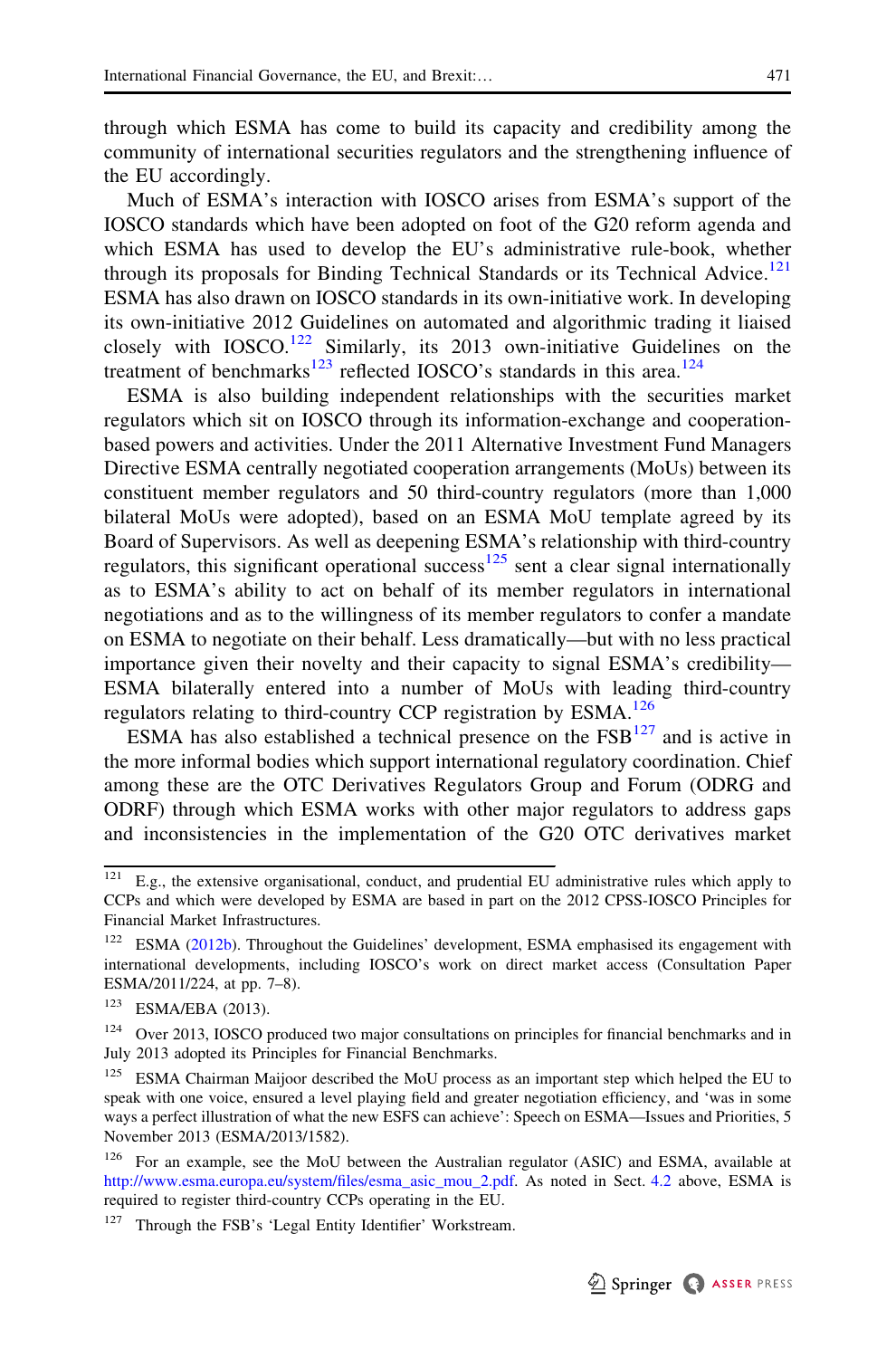through which ESMA has come to build its capacity and credibility among the community of international securities regulators and the strengthening influence of the EU accordingly.

Much of ESMA's interaction with IOSCO arises from ESMA's support of the IOSCO standards which have been adopted on foot of the G20 reform agenda and which ESMA has used to develop the EU's administrative rule-book, whether through its proposals for Binding Technical Standards or its Technical Advice.[121] ESMA has also drawn on IOSCO standards in its own-initiative work. In developing its own-initiative 2012 Guidelines on automated and algorithmic trading it liaised closely with IOSCO.[122] Similarly, its 2013 own-initiative Guidelines on the treatment of benchmarks[123] reflected IOSCO's standards in this area.[124]

ESMA is also building independent relationships with the securities market regulators which sit on IOSCO through its information-exchange and cooperation-based powers and activities. Under the 2011 Alternative Investment Fund Managers Directive ESMA centrally negotiated cooperation arrangements (MoUs) between its constituent member regulators and 50 third-country regulators (more than 1,000 bilateral MoUs were adopted), based on an ESMA MoU template agreed by its Board of Supervisors. As well as deepening ESMA's relationship with third-country regulators, this significant operational success[125] sent a clear signal internationally as to ESMA's ability to act on behalf of its member regulators in international negotiations and as to the willingness of its member regulators to confer a mandate on ESMA to negotiate on their behalf. Less dramatically—but with no less practical importance given their novelty and their capacity to signal ESMA's credibility—ESMA bilaterally entered into a number of MoUs with leading third-country regulators relating to third-country CCP registration by ESMA.[126]

ESMA has also established a technical presence on the FSB[127] and is active in the more informal bodies which support international regulatory coordination. Chief among these are the OTC Derivatives Regulators Group and Forum (ODRG and ODRF) through which ESMA works with other major regulators to address gaps and inconsistencies in the implementation of the G20 OTC derivatives market

---

[121] E.g., the extensive organisational, conduct, and prudential EU administrative rules which apply to CCPs and which were developed by ESMA are based in part on the 2012 CPSS-IOSCO Principles for Financial Market Infrastructures.

[122] ESMA (2012b). Throughout the Guidelines' development, ESMA emphasised its engagement with international developments, including IOSCO's work on direct market access (Consultation Paper ESMA/2011/224, at pp. 7–8).

[123] ESMA/EBA (2013).

[124] Over 2013, IOSCO produced two major consultations on principles for financial benchmarks and in July 2013 adopted its Principles for Financial Benchmarks.

[125] ESMA Chairman Maijoor described the MoU process as an important step which helped the EU to speak with one voice, ensured a level playing field and greater negotiation efficiency, and 'was in some ways a perfect illustration of what the new ESFS can achieve': Speech on ESMA—Issues and Priorities, 5 November 2013 (ESMA/2013/1582).

[126] For an example, see the MoU between the Australian regulator (ASIC) and ESMA, available at http://www.esma.europa.eu/system/files/esma_asic_mou_2.pdf. As noted in Sect. 4.2 above, ESMA is required to register third-country CCPs operating in the EU.

[127] Through the FSB's 'Legal Entity Identifier' Workstream.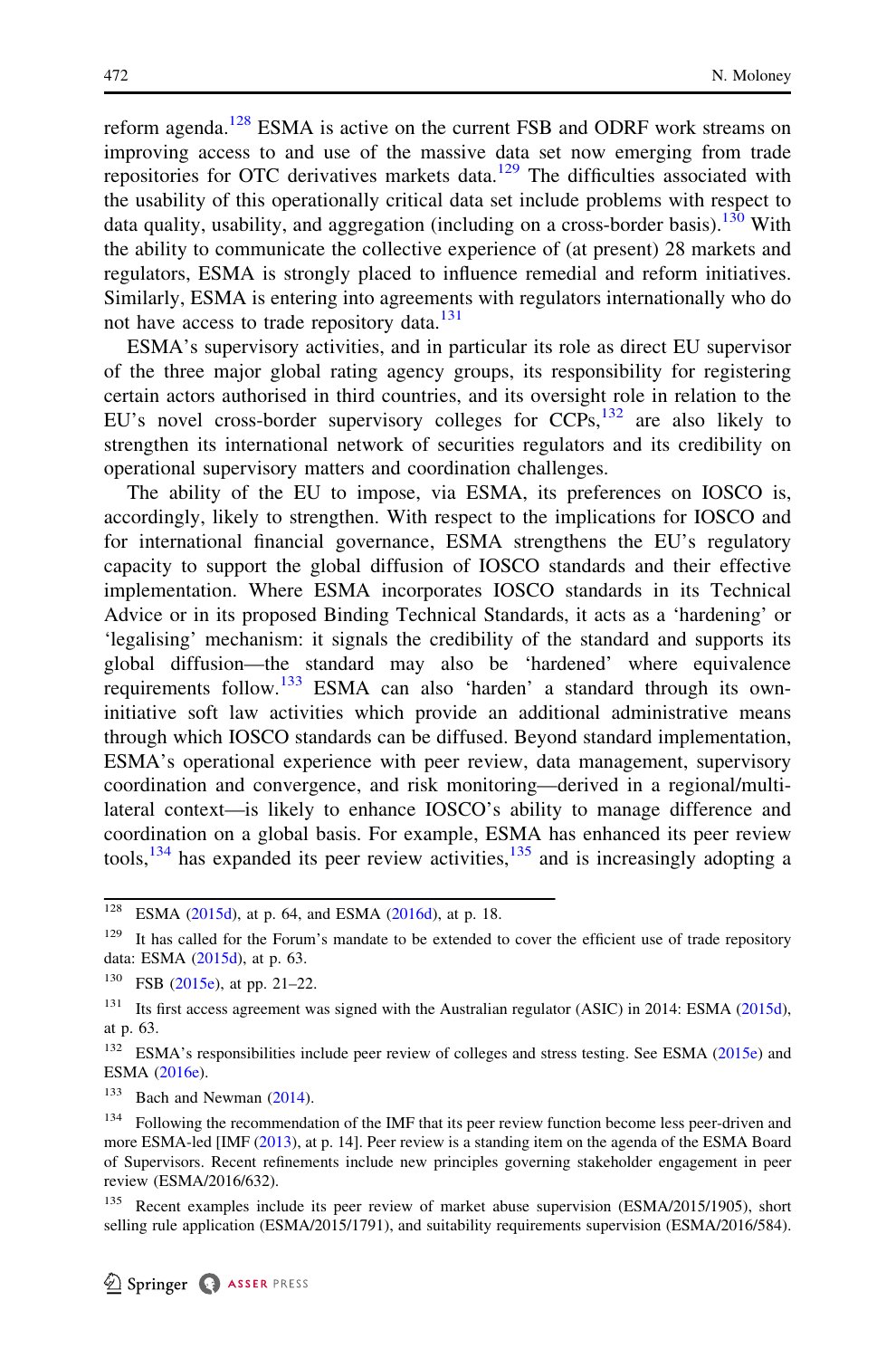reform agenda.[128] ESMA is active on the current FSB and ODRF work streams on improving access to and use of the massive data set now emerging from trade repositories for OTC derivatives markets data.[129] The difficulties associated with the usability of this operationally critical data set include problems with respect to data quality, usability, and aggregation (including on a cross-border basis).[130] With the ability to communicate the collective experience of (at present) 28 markets and regulators, ESMA is strongly placed to influence remedial and reform initiatives. Similarly, ESMA is entering into agreements with regulators internationally who do not have access to trade repository data.[131]

ESMA's supervisory activities, and in particular its role as direct EU supervisor of the three major global rating agency groups, its responsibility for registering certain actors authorised in third countries, and its oversight role in relation to the EU's novel cross-border supervisory colleges for CCPs,[132] are also likely to strengthen its international network of securities regulators and its credibility on operational supervisory matters and coordination challenges.

The ability of the EU to impose, via ESMA, its preferences on IOSCO is, accordingly, likely to strengthen. With respect to the implications for IOSCO and for international financial governance, ESMA strengthens the EU's regulatory capacity to support the global diffusion of IOSCO standards and their effective implementation. Where ESMA incorporates IOSCO standards in its Technical Advice or in its proposed Binding Technical Standards, it acts as a 'hardening' or 'legalising' mechanism: it signals the credibility of the standard and supports its global diffusion—the standard may also be 'hardened' where equivalence requirements follow.[133] ESMA can also 'harden' a standard through its own-initiative soft law activities which provide an additional administrative means through which IOSCO standards can be diffused. Beyond standard implementation, ESMA's operational experience with peer review, data management, supervisory coordination and convergence, and risk monitoring—derived in a regional/multi-lateral context—is likely to enhance IOSCO's ability to manage difference and coordination on a global basis. For example, ESMA has enhanced its peer review tools,[134] has expanded its peer review activities,[135] and is increasingly adopting a

---

[128] ESMA (2015d), at p. 64, and ESMA (2016d), at p. 18.

[129] It has called for the Forum's mandate to be extended to cover the efficient use of trade repository data: ESMA (2015d), at p. 63.

[130] FSB (2015e), at pp. 21–22.

[131] Its first access agreement was signed with the Australian regulator (ASIC) in 2014: ESMA (2015d), at p. 63.

[132] ESMA's responsibilities include peer review of colleges and stress testing. See ESMA (2015e) and ESMA (2016e).

[133] Bach and Newman (2014).

[134] Following the recommendation of the IMF that its peer review function become less peer-driven and more ESMA-led [IMF (2013), at p. 14]. Peer review is a standing item on the agenda of the ESMA Board of Supervisors. Recent refinements include new principles governing stakeholder engagement in peer review (ESMA/2016/632).

[135] Recent examples include its peer review of market abuse supervision (ESMA/2015/1905), short selling rule application (ESMA/2015/1791), and suitability requirements supervision (ESMA/2016/584).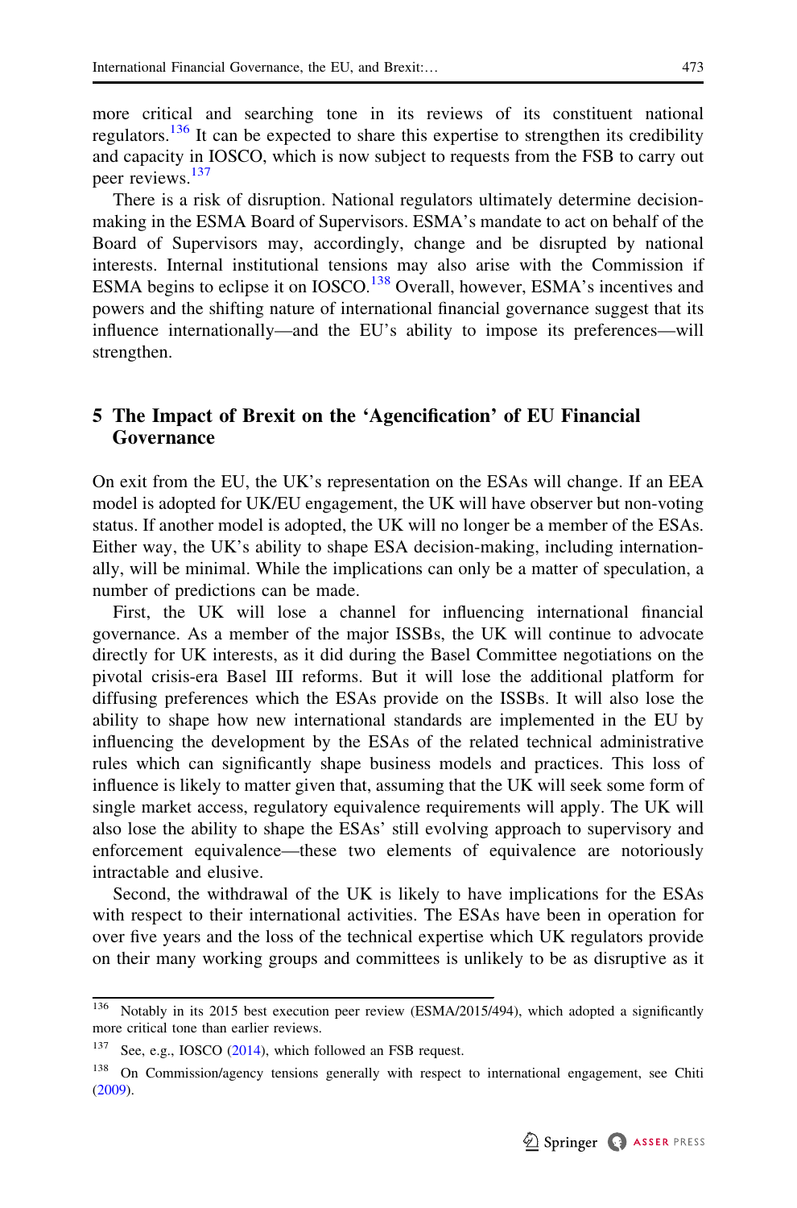more critical and searching tone in its reviews of its constituent national regulators.[136] It can be expected to share this expertise to strengthen its credibility and capacity in IOSCO, which is now subject to requests from the FSB to carry out peer reviews.[137]

There is a risk of disruption. National regulators ultimately determine decision-making in the ESMA Board of Supervisors. ESMA's mandate to act on behalf of the Board of Supervisors may, accordingly, change and be disrupted by national interests. Internal institutional tensions may also arise with the Commission if ESMA begins to eclipse it on IOSCO.[138] Overall, however, ESMA's incentives and powers and the shifting nature of international financial governance suggest that its influence internationally—and the EU's ability to impose its preferences—will strengthen.

## 5 The Impact of Brexit on the 'Agencification' of EU Financial Governance

On exit from the EU, the UK's representation on the ESAs will change. If an EEA model is adopted for UK/EU engagement, the UK will have observer but non-voting status. If another model is adopted, the UK will no longer be a member of the ESAs. Either way, the UK's ability to shape ESA decision-making, including internationally, will be minimal. While the implications can only be a matter of speculation, a number of predictions can be made.

First, the UK will lose a channel for influencing international financial governance. As a member of the major ISSBs, the UK will continue to advocate directly for UK interests, as it did during the Basel Committee negotiations on the pivotal crisis-era Basel III reforms. But it will lose the additional platform for diffusing preferences which the ESAs provide on the ISSBs. It will also lose the ability to shape how new international standards are implemented in the EU by influencing the development by the ESAs of the related technical administrative rules which can significantly shape business models and practices. This loss of influence is likely to matter given that, assuming that the UK will seek some form of single market access, regulatory equivalence requirements will apply. The UK will also lose the ability to shape the ESAs' still evolving approach to supervisory and enforcement equivalence—these two elements of equivalence are notoriously intractable and elusive.

Second, the withdrawal of the UK is likely to have implications for the ESAs with respect to their international activities. The ESAs have been in operation for over five years and the loss of the technical expertise which UK regulators provide on their many working groups and committees is unlikely to be as disruptive as it

---

[136] Notably in its 2015 best execution peer review (ESMA/2015/494), which adopted a significantly more critical tone than earlier reviews.

[137] See, e.g., IOSCO (2014), which followed an FSB request.

[138] On Commission/agency tensions generally with respect to international engagement, see Chiti (2009).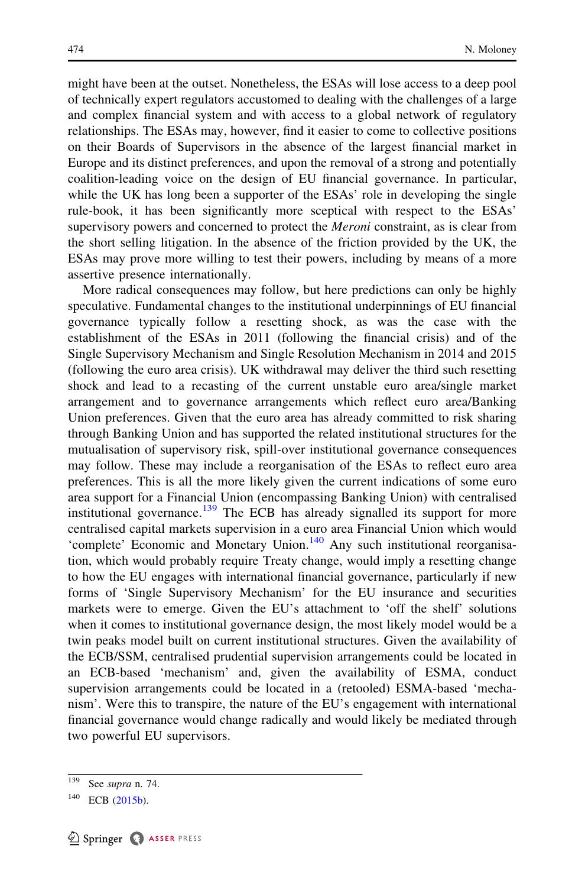might have been at the outset. Nonetheless, the ESAs will lose access to a deep pool of technically expert regulators accustomed to dealing with the challenges of a large and complex financial system and with access to a global network of regulatory relationships. The ESAs may, however, find it easier to come to collective positions on their Boards of Supervisors in the absence of the largest financial market in Europe and its distinct preferences, and upon the removal of a strong and potentially coalition-leading voice on the design of EU financial governance. In particular, while the UK has long been a supporter of the ESAs' role in developing the single rule-book, it has been significantly more sceptical with respect to the ESAs' supervisory powers and concerned to protect the *Meroni* constraint, as is clear from the short selling litigation. In the absence of the friction provided by the UK, the ESAs may prove more willing to test their powers, including by means of a more assertive presence internationally.

More radical consequences may follow, but here predictions can only be highly speculative. Fundamental changes to the institutional underpinnings of EU financial governance typically follow a resetting shock, as was the case with the establishment of the ESAs in 2011 (following the financial crisis) and of the Single Supervisory Mechanism and Single Resolution Mechanism in 2014 and 2015 (following the euro area crisis). UK withdrawal may deliver the third such resetting shock and lead to a recasting of the current unstable euro area/single market arrangement and to governance arrangements which reflect euro area/Banking Union preferences. Given that the euro area has already committed to risk sharing through Banking Union and has supported the related institutional structures for the mutualisation of supervisory risk, spill-over institutional governance consequences may follow. These may include a reorganisation of the ESAs to reflect euro area preferences. This is all the more likely given the current indications of some euro area support for a Financial Union (encompassing Banking Union) with centralised institutional governance.[139] The ECB has already signalled its support for more centralised capital markets supervision in a euro area Financial Union which would 'complete' Economic and Monetary Union.[140] Any such institutional reorganisation, which would probably require Treaty change, would imply a resetting change to how the EU engages with international financial governance, particularly if new forms of 'Single Supervisory Mechanism' for the EU insurance and securities markets were to emerge. Given the EU's attachment to 'off the shelf' solutions when it comes to institutional governance design, the most likely model would be a twin peaks model built on current institutional structures. Given the availability of the ECB/SSM, centralised prudential supervision arrangements could be located in an ECB-based 'mechanism' and, given the availability of ESMA, conduct supervision arrangements could be located in a (retooled) ESMA-based 'mechanism'. Were this to transpire, the nature of the EU's engagement with international financial governance would change radically and would likely be mediated through two powerful EU supervisors.

---

[139] See *supra* n. 74.

[140] ECB (2015b).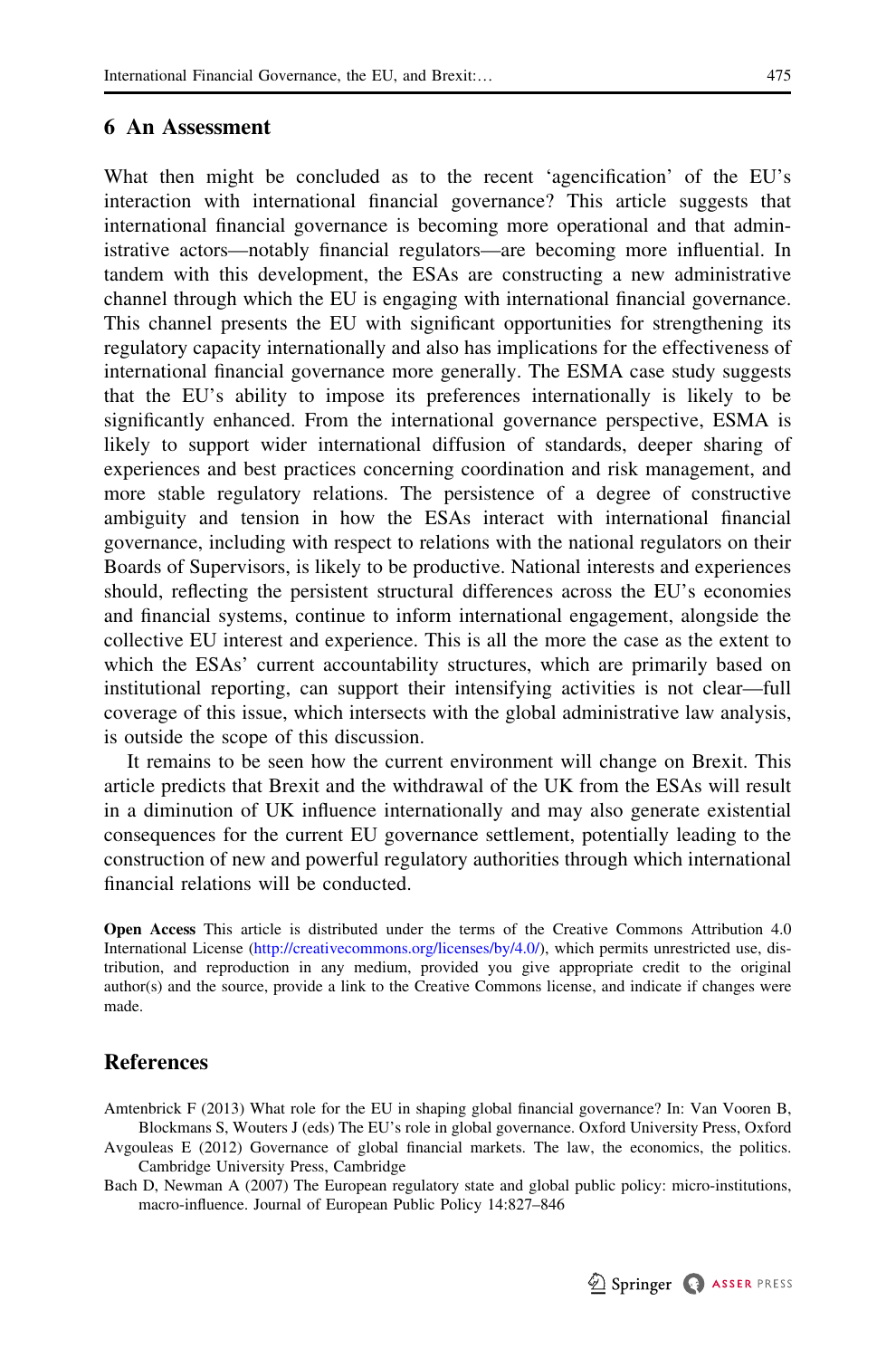## 6 An Assessment

What then might be concluded as to the recent 'agencification' of the EU's interaction with international financial governance? This article suggests that international financial governance is becoming more operational and that administrative actors—notably financial regulators—are becoming more influential. In tandem with this development, the ESAs are constructing a new administrative channel through which the EU is engaging with international financial governance. This channel presents the EU with significant opportunities for strengthening its regulatory capacity internationally and also has implications for the effectiveness of international financial governance more generally. The ESMA case study suggests that the EU's ability to impose its preferences internationally is likely to be significantly enhanced. From the international governance perspective, ESMA is likely to support wider international diffusion of standards, deeper sharing of experiences and best practices concerning coordination and risk management, and more stable regulatory relations. The persistence of a degree of constructive ambiguity and tension in how the ESAs interact with international financial governance, including with respect to relations with the national regulators on their Boards of Supervisors, is likely to be productive. National interests and experiences should, reflecting the persistent structural differences across the EU's economies and financial systems, continue to inform international engagement, alongside the collective EU interest and experience. This is all the more the case as the extent to which the ESAs' current accountability structures, which are primarily based on institutional reporting, can support their intensifying activities is not clear—full coverage of this issue, which intersects with the global administrative law analysis, is outside the scope of this discussion.

It remains to be seen how the current environment will change on Brexit. This article predicts that Brexit and the withdrawal of the UK from the ESAs will result in a diminution of UK influence internationally and may also generate existential consequences for the current EU governance settlement, potentially leading to the construction of new and powerful regulatory authorities through which international financial relations will be conducted.

**Open Access** This article is distributed under the terms of the Creative Commons Attribution 4.0 International License (http://creativecommons.org/licenses/by/4.0/), which permits unrestricted use, distribution, and reproduction in any medium, provided you give appropriate credit to the original author(s) and the source, provide a link to the Creative Commons license, and indicate if changes were made.

## References

Amtenbrick F (2013) What role for the EU in shaping global financial governance? In: Van Vooren B, Blockmans S, Wouters J (eds) The EU's role in global governance. Oxford University Press, Oxford

Avgouleas E (2012) Governance of global financial markets. The law, the economics, the politics. Cambridge University Press, Cambridge

Bach D, Newman A (2007) The European regulatory state and global public policy: micro-institutions, macro-influence. Journal of European Public Policy 14:827–846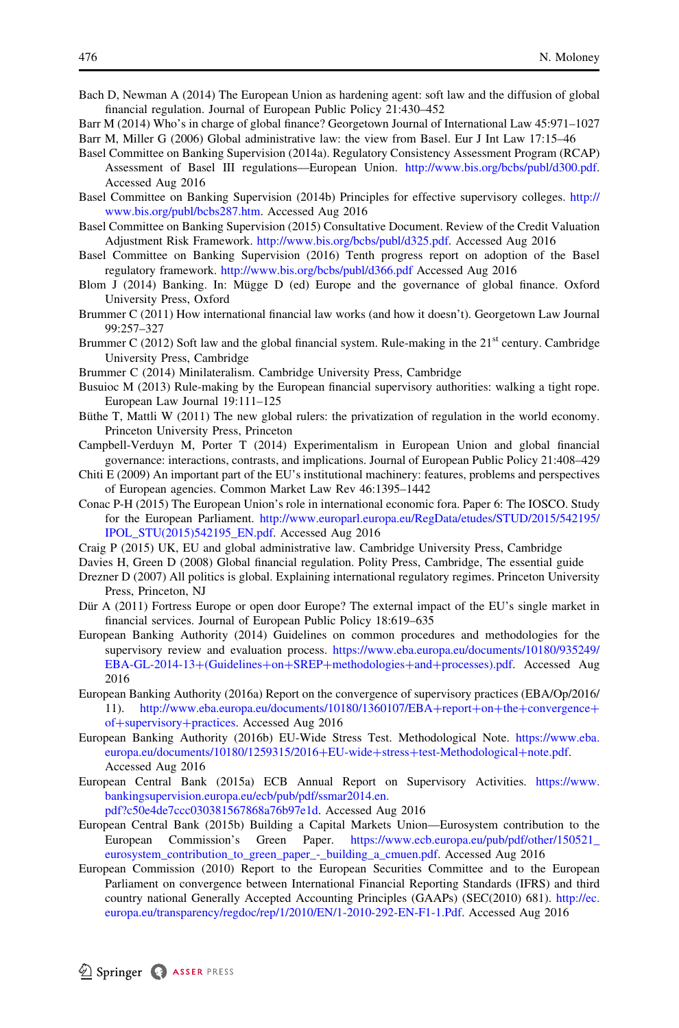Bach D, Newman A (2014) The European Union as hardening agent: soft law and the diffusion of global financial regulation. Journal of European Public Policy 21:430–452

Barr M (2014) Who's in charge of global finance? Georgetown Journal of International Law 45:971–1027

Barr M, Miller G (2006) Global administrative law: the view from Basel. Eur J Int Law 17:15–46

Basel Committee on Banking Supervision (2014a). Regulatory Consistency Assessment Program (RCAP) Assessment of Basel III regulations—European Union. http://www.bis.org/bcbs/publ/d300.pdf. Accessed Aug 2016

Basel Committee on Banking Supervision (2014b) Principles for effective supervisory colleges. http://www.bis.org/publ/bcbs287.htm. Accessed Aug 2016

Basel Committee on Banking Supervision (2015) Consultative Document. Review of the Credit Valuation Adjustment Risk Framework. http://www.bis.org/bcbs/publ/d325.pdf. Accessed Aug 2016

Basel Committee on Banking Supervision (2016) Tenth progress report on adoption of the Basel regulatory framework. http://www.bis.org/bcbs/publ/d366.pdf Accessed Aug 2016

Blom J (2014) Banking. In: Mügge D (ed) Europe and the governance of global finance. Oxford University Press, Oxford

Brummer C (2011) How international financial law works (and how it doesn't). Georgetown Law Journal 99:257–327

Brummer C (2012) Soft law and the global financial system. Rule-making in the 21st century. Cambridge University Press, Cambridge

Brummer C (2014) Minilateralism. Cambridge University Press, Cambridge

Busuioc M (2013) Rule-making by the European financial supervisory authorities: walking a tight rope. European Law Journal 19:111–125

Büthe T, Mattli W (2011) The new global rulers: the privatization of regulation in the world economy. Princeton University Press, Princeton

Campbell-Verduyn M, Porter T (2014) Experimentalism in European Union and global financial governance: interactions, contrasts, and implications. Journal of European Public Policy 21:408–429

Chiti E (2009) An important part of the EU's institutional machinery: features, problems and perspectives of European agencies. Common Market Law Rev 46:1395–1442

Conac P-H (2015) The European Union's role in international economic fora. Paper 6: The IOSCO. Study for the European Parliament. http://www.europarl.europa.eu/RegData/etudes/STUD/2015/542195/IPOL_STU(2015)542195_EN.pdf. Accessed Aug 2016

Craig P (2015) UK, EU and global administrative law. Cambridge University Press, Cambridge

Davies H, Green D (2008) Global financial regulation. Polity Press, Cambridge, The essential guide

Drezner D (2007) All politics is global. Explaining international regulatory regimes. Princeton University Press, Princeton, NJ

Dür A (2011) Fortress Europe or open door Europe? The external impact of the EU's single market in financial services. Journal of European Public Policy 18:619–635

European Banking Authority (2014) Guidelines on common procedures and methodologies for the supervisory review and evaluation process. https://www.eba.europa.eu/documents/10180/935249/EBA-GL-2014-13+(Guidelines+on+SREP+methodologies+and+processes).pdf. Accessed Aug 2016

European Banking Authority (2016a) Report on the convergence of supervisory practices (EBA/Op/2016/11). http://www.eba.europa.eu/documents/10180/1360107/EBA+report+on+the+convergence+of+supervisory+practices. Accessed Aug 2016

European Banking Authority (2016b) EU-Wide Stress Test. Methodological Note. https://www.eba.europa.eu/documents/10180/1259315/2016+EU-wide+stress+test-Methodological+note.pdf. Accessed Aug 2016

European Central Bank (2015a) ECB Annual Report on Supervisory Activities. https://www.bankingsupervision.europa.eu/ecb/pub/pdf/ssmar2014.en.pdf?c50e4de7ccc030381567868a76b97e1d. Accessed Aug 2016

European Central Bank (2015b) Building a Capital Markets Union—Eurosystem contribution to the European Commission's Green Paper. https://www.ecb.europa.eu/pub/pdf/other/150521_eurosystem_contribution_to_green_paper_-_building_a_cmuen.pdf. Accessed Aug 2016

European Commission (2010) Report to the European Securities Committee and to the European Parliament on convergence between International Financial Reporting Standards (IFRS) and third country national Generally Accepted Accounting Principles (GAAPs) (SEC(2010) 681). http://ec.europa.eu/transparency/regdoc/rep/1/2010/EN/1-2010-292-EN-F1-1.Pdf. Accessed Aug 2016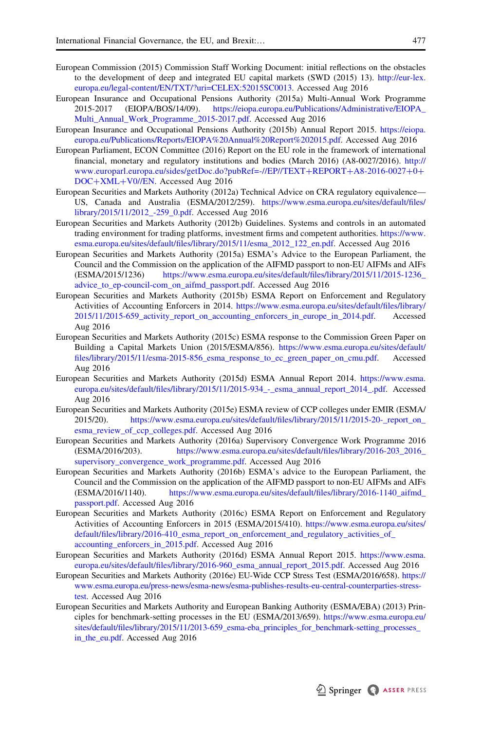European Commission (2015) Commission Staff Working Document: initial reflections on the obstacles to the development of deep and integrated EU capital markets (SWD (2015) 13). http://eur-lex.europa.eu/legal-content/EN/TXT/?uri=CELEX:52015SC0013. Accessed Aug 2016

European Insurance and Occupational Pensions Authority (2015a) Multi-Annual Work Programme 2015-2017 (EIOPA/BOS/14/09). https://eiopa.europa.eu/Publications/Administrative/EIOPA_Multi_Annual_Work_Programme_2015-2017.pdf. Accessed Aug 2016

European Insurance and Occupational Pensions Authority (2015b) Annual Report 2015. https://eiopa.europa.eu/Publications/Reports/EIOPA%20Annual%20Report%202015.pdf. Accessed Aug 2016

European Parliament, ECON Committee (2016) Report on the EU role in the framework of international financial, monetary and regulatory institutions and bodies (March 2016) (A8-0027/2016). http://www.europarl.europa.eu/sides/getDoc.do?pubRef=-//EP//TEXT+REPORT+A8-2016-0027+0+DOC+XML+V0//EN. Accessed Aug 2016

European Securities and Markets Authority (2012a) Technical Advice on CRA regulatory equivalence—US, Canada and Australia (ESMA/2012/259). https://www.esma.europa.eu/sites/default/files/library/2015/11/2012_-259_0.pdf. Accessed Aug 2016

European Securities and Markets Authority (2012b) Guidelines. Systems and controls in an automated trading environment for trading platforms, investment firms and competent authorities. https://www.esma.europa.eu/sites/default/files/library/2015/11/esma_2012_122_en.pdf. Accessed Aug 2016

European Securities and Markets Authority (2015a) ESMA's Advice to the European Parliament, the Council and the Commission on the application of the AIFMD passport to non-EU AIFMs and AIFs (ESMA/2015/1236) https://www.esma.europa.eu/sites/default/files/library/2015/11/2015-1236_advice_to_ep-council-com_on_aifmd_passport.pdf. Accessed Aug 2016

European Securities and Markets Authority (2015b) ESMA Report on Enforcement and Regulatory Activities of Accounting Enforcers in 2014. https://www.esma.europa.eu/sites/default/files/library/2015/11/2015-659_activity_report_on_accounting_enforcers_in_europe_in_2014.pdf. Accessed Aug 2016

European Securities and Markets Authority (2015c) ESMA response to the Commission Green Paper on Building a Capital Markets Union (2015/ESMA/856). https://www.esma.europa.eu/sites/default/files/library/2015/11/esma-2015-856_esma_response_to_ec_green_paper_on_cmu.pdf. Accessed Aug 2016

European Securities and Markets Authority (2015d) ESMA Annual Report 2014. https://www.esma.europa.eu/sites/default/files/library/2015/11/2015-934_-_esma_annual_report_2014_.pdf. Accessed Aug 2016

European Securities and Markets Authority (2015e) ESMA review of CCP colleges under EMIR (ESMA/2015/20). https://www.esma.europa.eu/sites/default/files/library/2015/11/2015-20-_report_on_esma_review_of_ccp_colleges.pdf. Accessed Aug 2016

European Securities and Markets Authority (2016a) Supervisory Convergence Work Programme 2016 (ESMA/2016/203). https://www.esma.europa.eu/sites/default/files/library/2016-203_2016_supervisory_convergence_work_programme.pdf. Accessed Aug 2016

European Securities and Markets Authority (2016b) ESMA's advice to the European Parliament, the Council and the Commission on the application of the AIFMD passport to non-EU AIFMs and AIFs (ESMA/2016/1140). https://www.esma.europa.eu/sites/default/files/library/2016-1140_aifmd_passport.pdf. Accessed Aug 2016

European Securities and Markets Authority (2016c) ESMA Report on Enforcement and Regulatory Activities of Accounting Enforcers in 2015 (ESMA/2015/410). https://www.esma.europa.eu/sites/default/files/library/2016-410_esma_report_on_enforcement_and_regulatory_activities_of_accounting_enforcers_in_2015.pdf. Accessed Aug 2016

European Securities and Markets Authority (2016d) ESMA Annual Report 2015. https://www.esma.europa.eu/sites/default/files/library/2016-960_esma_annual_report_2015.pdf. Accessed Aug 2016

European Securities and Markets Authority (2016e) EU-Wide CCP Stress Test (ESMA/2016/658). https://www.esma.europa.eu/press-news/esma-news/esma-publishes-results-eu-central-counterparties-stress-test. Accessed Aug 2016

European Securities and Markets Authority and European Banking Authority (ESMA/EBA) (2013) Principles for benchmark-setting processes in the EU (ESMA/2013/659). https://www.esma.europa.eu/sites/default/files/library/2015/11/2013-659_esma-eba_principles_for_benchmark-setting_processes_in_the_eu.pdf. Accessed Aug 2016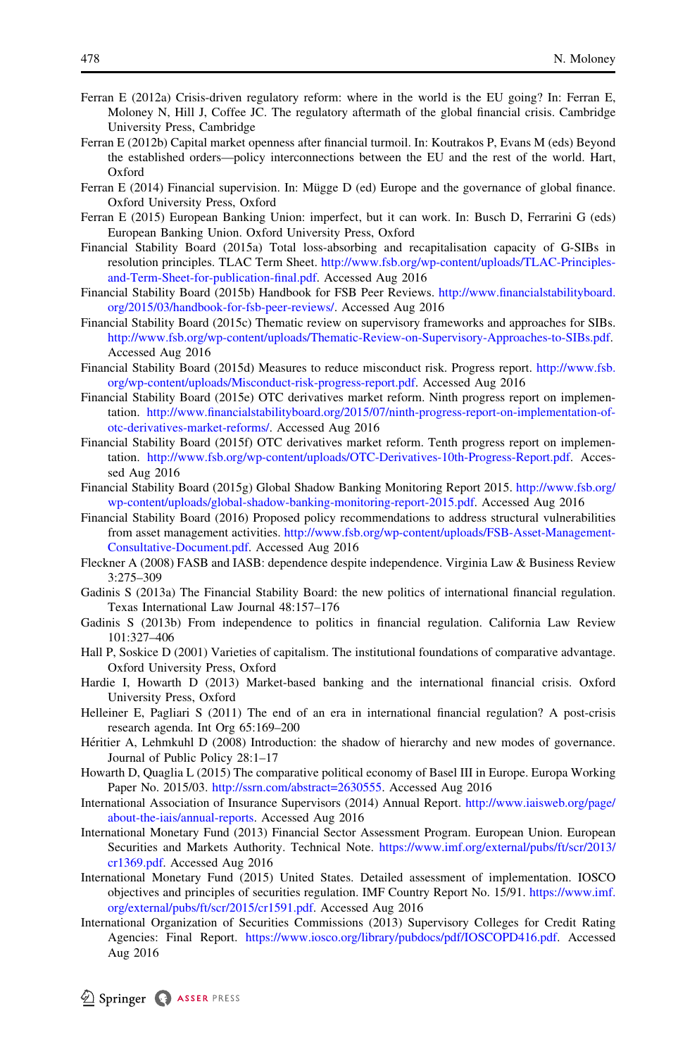Ferran E (2012a) Crisis-driven regulatory reform: where in the world is the EU going? In: Ferran E, Moloney N, Hill J, Coffee JC. The regulatory aftermath of the global financial crisis. Cambridge University Press, Cambridge

Ferran E (2012b) Capital market openness after financial turmoil. In: Koutrakos P, Evans M (eds) Beyond the established orders—policy interconnections between the EU and the rest of the world. Hart, Oxford

Ferran E (2014) Financial supervision. In: Mügge D (ed) Europe and the governance of global finance. Oxford University Press, Oxford

Ferran E (2015) European Banking Union: imperfect, but it can work. In: Busch D, Ferrarini G (eds) European Banking Union. Oxford University Press, Oxford

Financial Stability Board (2015a) Total loss-absorbing and recapitalisation capacity of G-SIBs in resolution principles. TLAC Term Sheet. http://www.fsb.org/wp-content/uploads/TLAC-Principles-and-Term-Sheet-for-publication-final.pdf. Accessed Aug 2016

Financial Stability Board (2015b) Handbook for FSB Peer Reviews. http://www.financialstabilityboard.org/2015/03/handbook-for-fsb-peer-reviews/. Accessed Aug 2016

Financial Stability Board (2015c) Thematic review on supervisory frameworks and approaches for SIBs. http://www.fsb.org/wp-content/uploads/Thematic-Review-on-Supervisory-Approaches-to-SIBs.pdf. Accessed Aug 2016

Financial Stability Board (2015d) Measures to reduce misconduct risk. Progress report. http://www.fsb.org/wp-content/uploads/Misconduct-risk-progress-report.pdf. Accessed Aug 2016

Financial Stability Board (2015e) OTC derivatives market reform. Ninth progress report on implementation. http://www.financialstabilityboard.org/2015/07/ninth-progress-report-on-implementation-of-otc-derivatives-market-reforms/. Accessed Aug 2016

Financial Stability Board (2015f) OTC derivatives market reform. Tenth progress report on implementation. http://www.fsb.org/wp-content/uploads/OTC-Derivatives-10th-Progress-Report.pdf. Accessed Aug 2016

Financial Stability Board (2015g) Global Shadow Banking Monitoring Report 2015. http://www.fsb.org/wp-content/uploads/global-shadow-banking-monitoring-report-2015.pdf. Accessed Aug 2016

Financial Stability Board (2016) Proposed policy recommendations to address structural vulnerabilities from asset management activities. http://www.fsb.org/wp-content/uploads/FSB-Asset-Management-Consultative-Document.pdf. Accessed Aug 2016

Fleckner A (2008) FASB and IASB: dependence despite independence. Virginia Law & Business Review 3:275–309

Gadinis S (2013a) The Financial Stability Board: the new politics of international financial regulation. Texas International Law Journal 48:157–176

Gadinis S (2013b) From independence to politics in financial regulation. California Law Review 101:327–406

Hall P, Soskice D (2001) Varieties of capitalism. The institutional foundations of comparative advantage. Oxford University Press, Oxford

Hardie I, Howarth D (2013) Market-based banking and the international financial crisis. Oxford University Press, Oxford

Helleiner E, Pagliari S (2011) The end of an era in international financial regulation? A post-crisis research agenda. Int Org 65:169–200

Héritier A, Lehmkuhl D (2008) Introduction: the shadow of hierarchy and new modes of governance. Journal of Public Policy 28:1–17

Howarth D, Quaglia L (2015) The comparative political economy of Basel III in Europe. Europa Working Paper No. 2015/03. http://ssrn.com/abstract=2630555. Accessed Aug 2016

International Association of Insurance Supervisors (2014) Annual Report. http://www.iaisweb.org/page/about-the-iais/annual-reports. Accessed Aug 2016

International Monetary Fund (2013) Financial Sector Assessment Program. European Union. European Securities and Markets Authority. Technical Note. https://www.imf.org/external/pubs/ft/scr/2013/cr1369.pdf. Accessed Aug 2016

International Monetary Fund (2015) United States. Detailed assessment of implementation. IOSCO objectives and principles of securities regulation. IMF Country Report No. 15/91. https://www.imf.org/external/pubs/ft/scr/2015/cr1591.pdf. Accessed Aug 2016

International Organization of Securities Commissions (2013) Supervisory Colleges for Credit Rating Agencies: Final Report. https://www.iosco.org/library/pubdocs/pdf/IOSCOPD416.pdf. Accessed Aug 2016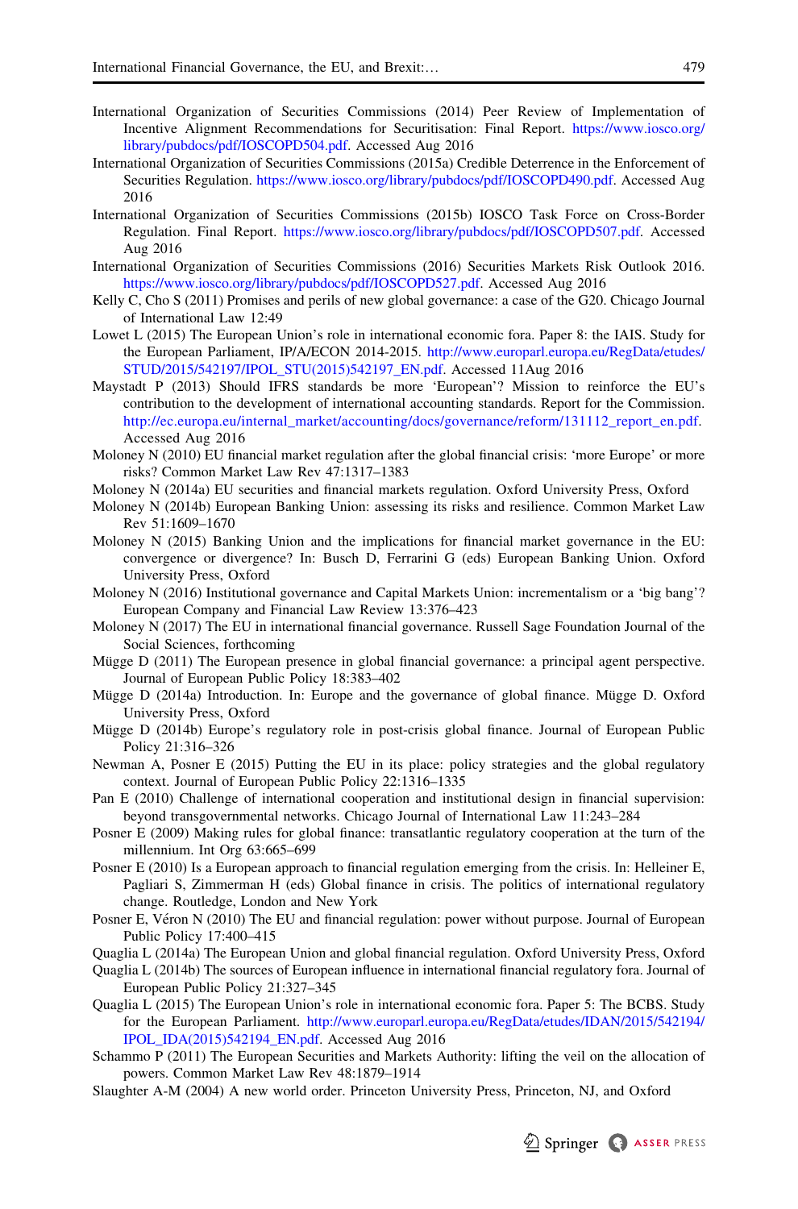International Organization of Securities Commissions (2014) Peer Review of Implementation of Incentive Alignment Recommendations for Securitisation: Final Report. https://www.iosco.org/library/pubdocs/pdf/IOSCOPD504.pdf. Accessed Aug 2016

International Organization of Securities Commissions (2015a) Credible Deterrence in the Enforcement of Securities Regulation. https://www.iosco.org/library/pubdocs/pdf/IOSCOPD490.pdf. Accessed Aug 2016

International Organization of Securities Commissions (2015b) IOSCO Task Force on Cross-Border Regulation. Final Report. https://www.iosco.org/library/pubdocs/pdf/IOSCOPD507.pdf. Accessed Aug 2016

International Organization of Securities Commissions (2016) Securities Markets Risk Outlook 2016. https://www.iosco.org/library/pubdocs/pdf/IOSCOPD527.pdf. Accessed Aug 2016

Kelly C, Cho S (2011) Promises and perils of new global governance: a case of the G20. Chicago Journal of International Law 12:49

Lowet L (2015) The European Union's role in international economic fora. Paper 8: the IAIS. Study for the European Parliament, IP/A/ECON 2014-2015. http://www.europarl.europa.eu/RegData/etudes/STUD/2015/542197/IPOL_STU(2015)542197_EN.pdf. Accessed 11Aug 2016

Maystadt P (2013) Should IFRS standards be more 'European'? Mission to reinforce the EU's contribution to the development of international accounting standards. Report for the Commission. http://ec.europa.eu/internal_market/accounting/docs/governance/reform/131112_report_en.pdf. Accessed Aug 2016

Moloney N (2010) EU financial market regulation after the global financial crisis: 'more Europe' or more risks? Common Market Law Rev 47:1317–1383

Moloney N (2014a) EU securities and financial markets regulation. Oxford University Press, Oxford

Moloney N (2014b) European Banking Union: assessing its risks and resilience. Common Market Law Rev 51:1609–1670

Moloney N (2015) Banking Union and the implications for financial market governance in the EU: convergence or divergence? In: Busch D, Ferrarini G (eds) European Banking Union. Oxford University Press, Oxford

Moloney N (2016) Institutional governance and Capital Markets Union: incrementalism or a 'big bang'? European Company and Financial Law Review 13:376–423

Moloney N (2017) The EU in international financial governance. Russell Sage Foundation Journal of the Social Sciences, forthcoming

Mügge D (2011) The European presence in global financial governance: a principal agent perspective. Journal of European Public Policy 18:383–402

Mügge D (2014a) Introduction. In: Europe and the governance of global finance. Mügge D. Oxford University Press, Oxford

Mügge D (2014b) Europe's regulatory role in post-crisis global finance. Journal of European Public Policy 21:316–326

Newman A, Posner E (2015) Putting the EU in its place: policy strategies and the global regulatory context. Journal of European Public Policy 22:1316–1335

Pan E (2010) Challenge of international cooperation and institutional design in financial supervision: beyond transgovernmental networks. Chicago Journal of International Law 11:243–284

Posner E (2009) Making rules for global finance: transatlantic regulatory cooperation at the turn of the millennium. Int Org 63:665–699

Posner E (2010) Is a European approach to financial regulation emerging from the crisis. In: Helleiner E, Pagliari S, Zimmerman H (eds) Global finance in crisis. The politics of international regulatory change. Routledge, London and New York

Posner E, Véron N (2010) The EU and financial regulation: power without purpose. Journal of European Public Policy 17:400–415

Quaglia L (2014a) The European Union and global financial regulation. Oxford University Press, Oxford

Quaglia L (2014b) The sources of European influence in international financial regulatory fora. Journal of European Public Policy 21:327–345

Quaglia L (2015) The European Union's role in international economic fora. Paper 5: The BCBS. Study for the European Parliament. http://www.europarl.europa.eu/RegData/etudes/IDAN/2015/542194/IPOL_IDA(2015)542194_EN.pdf. Accessed Aug 2016

Schammo P (2011) The European Securities and Markets Authority: lifting the veil on the allocation of powers. Common Market Law Rev 48:1879–1914

Slaughter A-M (2004) A new world order. Princeton University Press, Princeton, NJ, and Oxford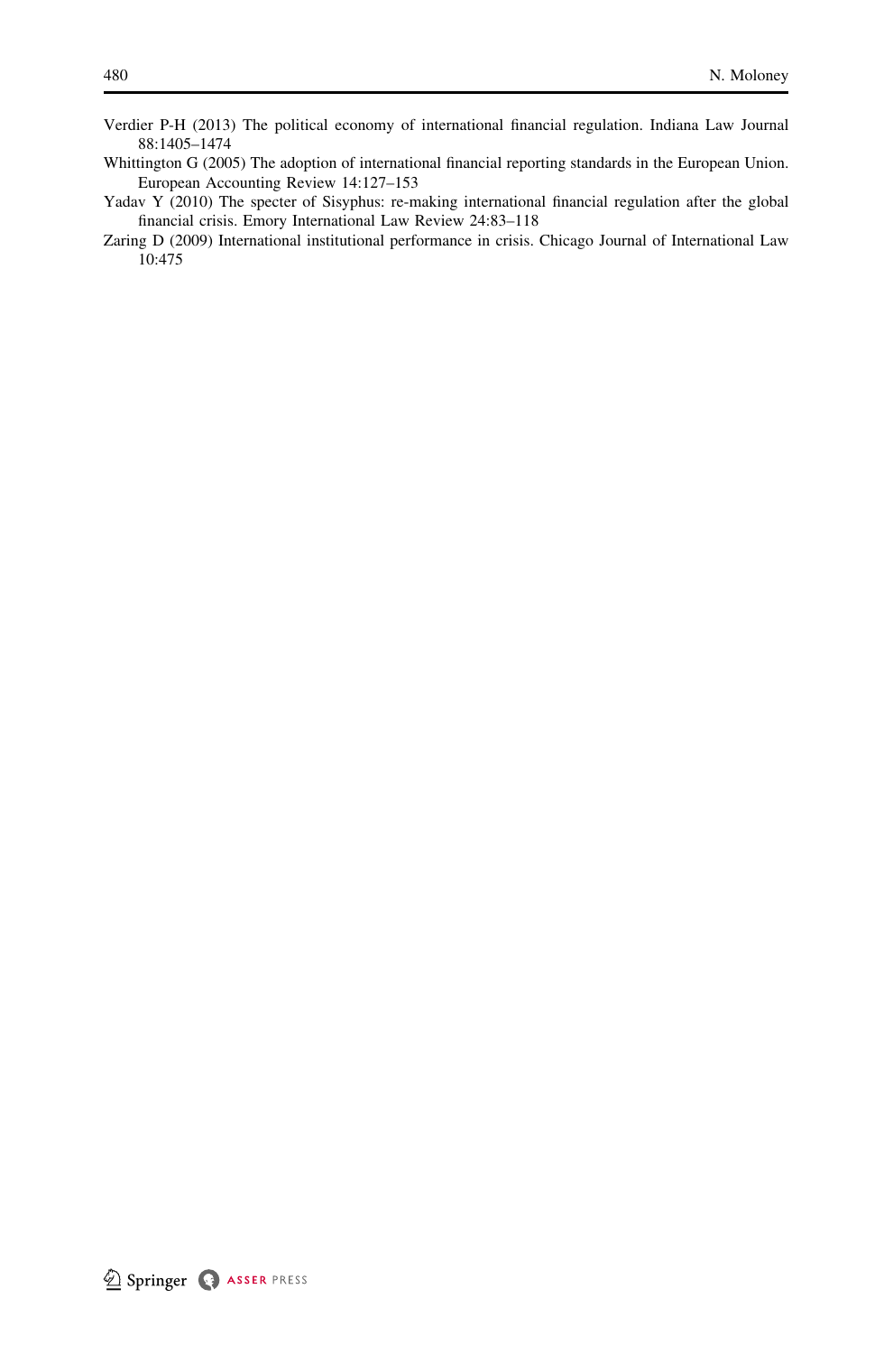Verdier P-H (2013) The political economy of international financial regulation. Indiana Law Journal 88:1405–1474

Whittington G (2005) The adoption of international financial reporting standards in the European Union. European Accounting Review 14:127–153

Yadav Y (2010) The specter of Sisyphus: re-making international financial regulation after the global financial crisis. Emory International Law Review 24:83–118

Zaring D (2009) International institutional performance in crisis. Chicago Journal of International Law 10:475